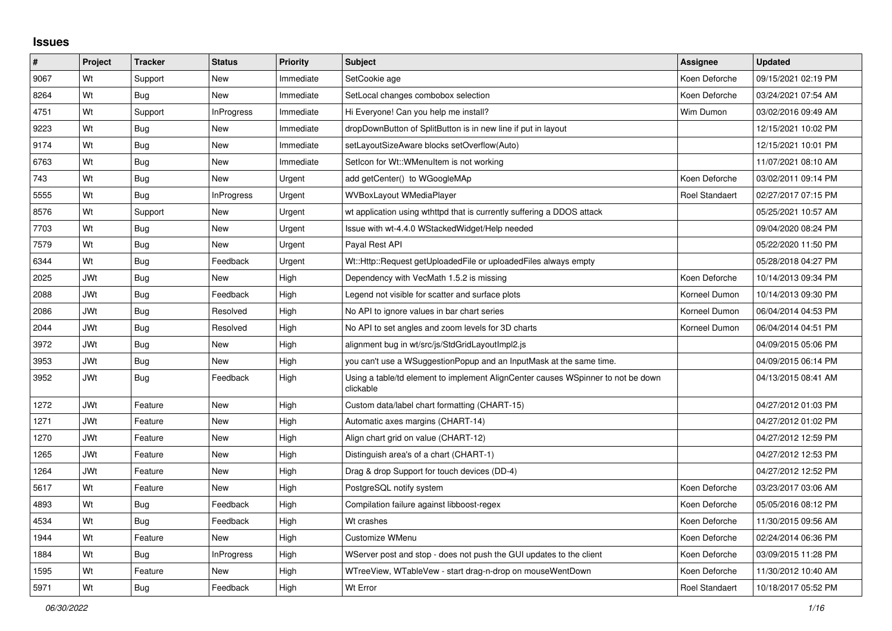# Issues

| # | Project | Tracker | Status | Priority | Subject | Assignee | Updated |
|---|---|---|---|---|---|---|---|
| 9067 | Wt | Support | New | Immediate | SetCookie age | Koen Deforche | 09/15/2021 02:19 PM |
| 8264 | Wt | Bug | New | Immediate | SetLocal changes combobox selection | Koen Deforche | 03/24/2021 07:54 AM |
| 4751 | Wt | Support | InProgress | Immediate | Hi Everyone! Can you help me install? | Wim Dumon | 03/02/2016 09:49 AM |
| 9223 | Wt | Bug | New | Immediate | dropDownButton of SplitButton is in new line if put in layout | | 12/15/2021 10:02 PM |
| 9174 | Wt | Bug | New | Immediate | setLayoutSizeAware blocks setOverflow(Auto) | | 12/15/2021 10:01 PM |
| 6763 | Wt | Bug | New | Immediate | SetIcon for Wt::WMenuItem is not working | | 11/07/2021 08:10 AM |
| 743 | Wt | Bug | New | Urgent | add getCenter() to WGoogleMAp | Koen Deforche | 03/02/2011 09:14 PM |
| 5555 | Wt | Bug | InProgress | Urgent | WVBoxLayout WMediaPlayer | Roel Standaert | 02/27/2017 07:15 PM |
| 8576 | Wt | Support | New | Urgent | wt application using wthttpd that is currently suffering a DDOS attack | | 05/25/2021 10:57 AM |
| 7703 | Wt | Bug | New | Urgent | Issue with wt-4.4.0 WStackedWidget/Help needed | | 09/04/2020 08:24 PM |
| 7579 | Wt | Bug | New | Urgent | Payal Rest API | | 05/22/2020 11:50 PM |
| 6344 | Wt | Bug | Feedback | Urgent | Wt::Http::Request getUploadedFile or uploadedFiles always empty | | 05/28/2018 04:27 PM |
| 2025 | JWt | Bug | New | High | Dependency with VecMath 1.5.2 is missing | Koen Deforche | 10/14/2013 09:34 PM |
| 2088 | JWt | Bug | Feedback | High | Legend not visible for scatter and surface plots | Korneel Dumon | 10/14/2013 09:30 PM |
| 2086 | JWt | Bug | Resolved | High | No API to ignore values in bar chart series | Korneel Dumon | 06/04/2014 04:53 PM |
| 2044 | JWt | Bug | Resolved | High | No API to set angles and zoom levels for 3D charts | Korneel Dumon | 06/04/2014 04:51 PM |
| 3972 | JWt | Bug | New | High | alignment bug in wt/src/js/StdGridLayoutImpl2.js | | 04/09/2015 05:06 PM |
| 3953 | JWt | Bug | New | High | you can't use a WSuggestionPopup and an InputMask at the same time. | | 04/09/2015 06:14 PM |
| 3952 | JWt | Bug | Feedback | High | Using a table/td element to implement AlignCenter causes WSpinner to not be down clickable | | 04/13/2015 08:41 AM |
| 1272 | JWt | Feature | New | High | Custom data/label chart formatting (CHART-15) | | 04/27/2012 01:03 PM |
| 1271 | JWt | Feature | New | High | Automatic axes margins (CHART-14) | | 04/27/2012 01:02 PM |
| 1270 | JWt | Feature | New | High | Align chart grid on value (CHART-12) | | 04/27/2012 12:59 PM |
| 1265 | JWt | Feature | New | High | Distinguish area's of a chart (CHART-1) | | 04/27/2012 12:53 PM |
| 1264 | JWt | Feature | New | High | Drag & drop Support for touch devices (DD-4) | | 04/27/2012 12:52 PM |
| 5617 | Wt | Feature | New | High | PostgreSQL notify system | Koen Deforche | 03/23/2017 03:06 AM |
| 4893 | Wt | Bug | Feedback | High | Compilation failure against libboost-regex | Koen Deforche | 05/05/2016 08:12 PM |
| 4534 | Wt | Bug | Feedback | High | Wt crashes | Koen Deforche | 11/30/2015 09:56 AM |
| 1944 | Wt | Feature | New | High | Customize WMenu | Koen Deforche | 02/24/2014 06:36 PM |
| 1884 | Wt | Bug | InProgress | High | WServer post and stop - does not push the GUI updates to the client | Koen Deforche | 03/09/2015 11:28 PM |
| 1595 | Wt | Feature | New | High | WTreeView, WTableVew - start drag-n-drop on mouseWentDown | Koen Deforche | 11/30/2012 10:40 AM |
| 5971 | Wt | Bug | Feedback | High | Wt Error | Roel Standaert | 10/18/2017 05:52 PM |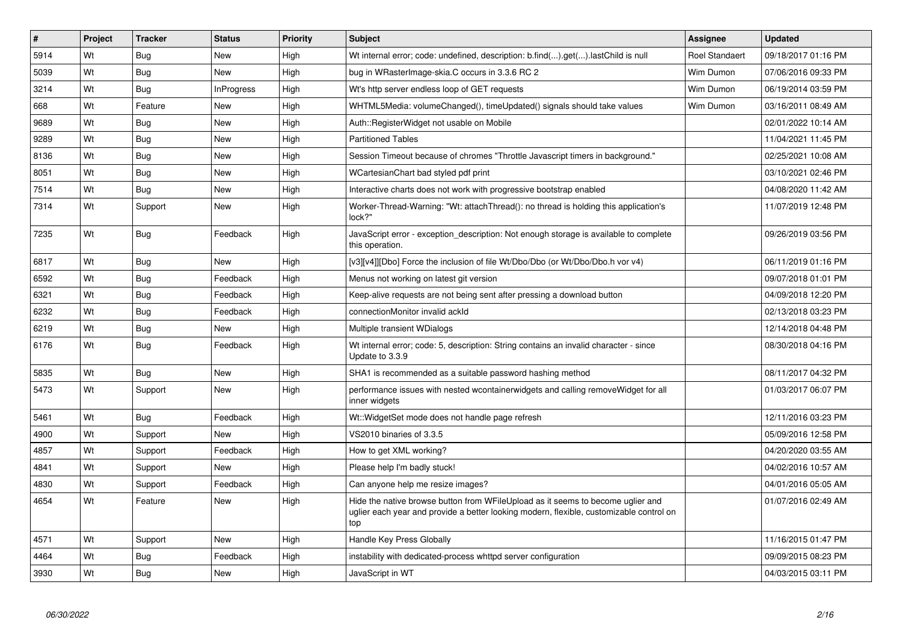| # | Project | Tracker | Status | Priority | Subject | Assignee | Updated |
|---|---|---|---|---|---|---|---|
| 5914 | Wt | Bug | New | High | Wt internal error; code: undefined, description: b.find(...).get(...).lastChild is null | Roel Standaert | 09/18/2017 01:16 PM |
| 5039 | Wt | Bug | New | High | bug in WRasterImage-skia.C occurs in 3.3.6 RC 2 | Wim Dumon | 07/06/2016 09:33 PM |
| 3214 | Wt | Bug | InProgress | High | Wt's http server endless loop of GET requests | Wim Dumon | 06/19/2014 03:59 PM |
| 668 | Wt | Feature | New | High | WHTML5Media: volumeChanged(), timeUpdated() signals should take values | Wim Dumon | 03/16/2011 08:49 AM |
| 9689 | Wt | Bug | New | High | Auth::RegisterWidget not usable on Mobile | | 02/01/2022 10:14 AM |
| 9289 | Wt | Bug | New | High | Partitioned Tables | | 11/04/2021 11:45 PM |
| 8136 | Wt | Bug | New | High | Session Timeout because of chromes "Throttle Javascript timers in background." | | 02/25/2021 10:08 AM |
| 8051 | Wt | Bug | New | High | WCartesianChart bad styled pdf print | | 03/10/2021 02:46 PM |
| 7514 | Wt | Bug | New | High | Interactive charts does not work with progressive bootstrap enabled | | 04/08/2020 11:42 AM |
| 7314 | Wt | Support | New | High | Worker-Thread-Warning: "Wt: attachThread(): no thread is holding this application's lock?" | | 11/07/2019 12:48 PM |
| 7235 | Wt | Bug | Feedback | High | JavaScript error - exception_description: Not enough storage is available to complete this operation. | | 09/26/2019 03:56 PM |
| 6817 | Wt | Bug | New | High | [v3][v4]][Dbo] Force the inclusion of file Wt/Dbo/Dbo (or Wt/Dbo/Dbo.h vor v4) | | 06/11/2019 01:16 PM |
| 6592 | Wt | Bug | Feedback | High | Menus not working on latest git version | | 09/07/2018 01:01 PM |
| 6321 | Wt | Bug | Feedback | High | Keep-alive requests are not being sent after pressing a download button | | 04/09/2018 12:20 PM |
| 6232 | Wt | Bug | Feedback | High | connectionMonitor invalid ackId | | 02/13/2018 03:23 PM |
| 6219 | Wt | Bug | New | High | Multiple transient WDialogs | | 12/14/2018 04:48 PM |
| 6176 | Wt | Bug | Feedback | High | Wt internal error; code: 5, description: String contains an invalid character - since Update to 3.3.9 | | 08/30/2018 04:16 PM |
| 5835 | Wt | Bug | New | High | SHA1 is recommended as a suitable password hashing method | | 08/11/2017 04:32 PM |
| 5473 | Wt | Support | New | High | performance issues with nested wcontainerwidgets and calling removeWidget for all inner widgets | | 01/03/2017 06:07 PM |
| 5461 | Wt | Bug | Feedback | High | Wt::WidgetSet mode does not handle page refresh | | 12/11/2016 03:23 PM |
| 4900 | Wt | Support | New | High | VS2010 binaries of 3.3.5 | | 05/09/2016 12:58 PM |
| 4857 | Wt | Support | Feedback | High | How to get XML working? | | 04/20/2020 03:55 AM |
| 4841 | Wt | Support | New | High | Please help I'm badly stuck! | | 04/02/2016 10:57 AM |
| 4830 | Wt | Support | Feedback | High | Can anyone help me resize images? | | 04/01/2016 05:05 AM |
| 4654 | Wt | Feature | New | High | Hide the native browse button from WFileUpload as it seems to become uglier and uglier each year and provide a better looking modern, flexible, customizable control on top | | 01/07/2016 02:49 AM |
| 4571 | Wt | Support | New | High | Handle Key Press Globally | | 11/16/2015 01:47 PM |
| 4464 | Wt | Bug | Feedback | High | instability with dedicated-process whttpd server configuration | | 09/09/2015 08:23 PM |
| 3930 | Wt | Bug | New | High | JavaScript in WT | | 04/03/2015 03:11 PM |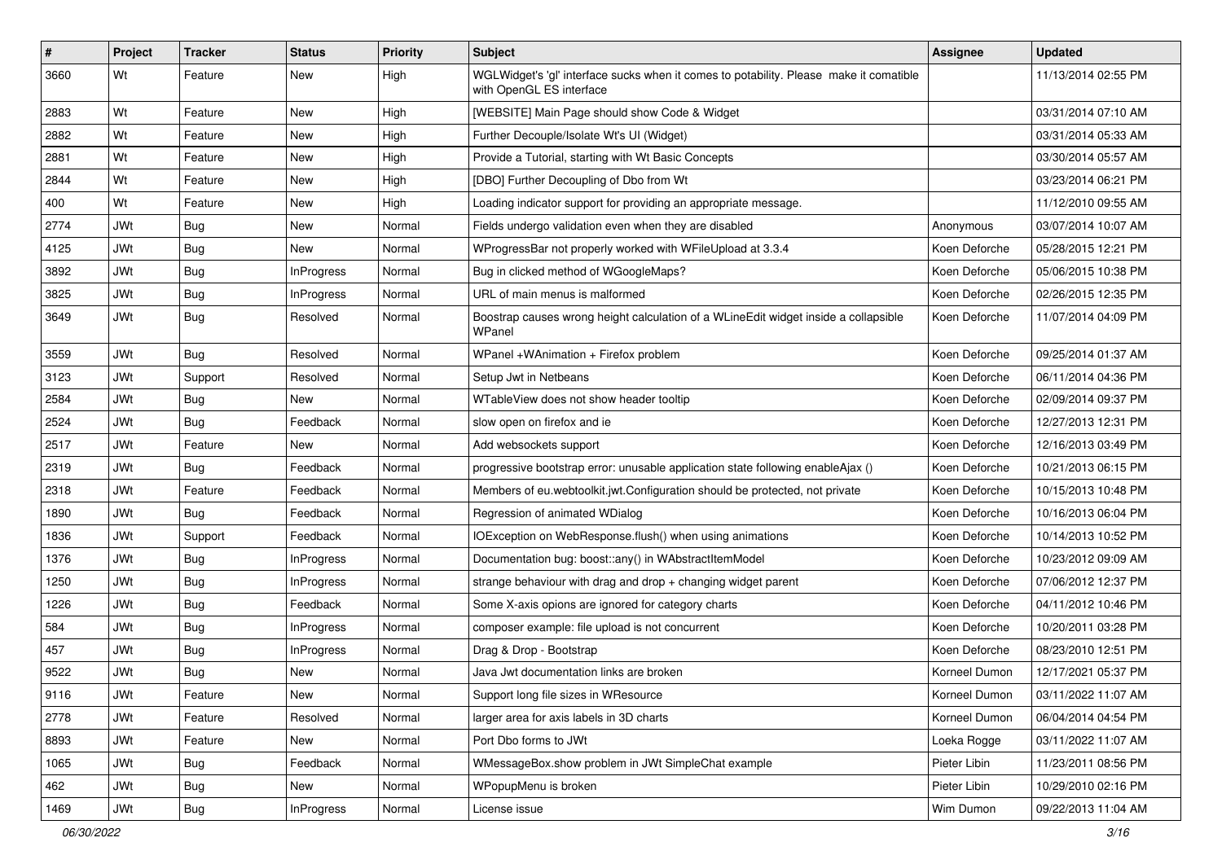| # | Project | Tracker | Status | Priority | Subject | Assignee | Updated |
|---|---|---|---|---|---|---|---|
| 3660 | Wt | Feature | New | High | WGLWidget's 'gl' interface sucks when it comes to potability. Please make it comatible with OpenGL ES interface | | 11/13/2014 02:55 PM |
| 2883 | Wt | Feature | New | High | [WEBSITE] Main Page should show Code & Widget | | 03/31/2014 07:10 AM |
| 2882 | Wt | Feature | New | High | Further Decouple/Isolate Wt's UI (Widget) | | 03/31/2014 05:33 AM |
| 2881 | Wt | Feature | New | High | Provide a Tutorial, starting with Wt Basic Concepts | | 03/30/2014 05:57 AM |
| 2844 | Wt | Feature | New | High | [DBO] Further Decoupling of Dbo from Wt | | 03/23/2014 06:21 PM |
| 400 | Wt | Feature | New | High | Loading indicator support for providing an appropriate message. | | 11/12/2010 09:55 AM |
| 2774 | JWt | Bug | New | Normal | Fields undergo validation even when they are disabled | Anonymous | 03/07/2014 10:07 AM |
| 4125 | JWt | Bug | New | Normal | WProgressBar not properly worked with WFileUpload at 3.3.4 | Koen Deforche | 05/28/2015 12:21 PM |
| 3892 | JWt | Bug | InProgress | Normal | Bug in clicked method of WGoogleMaps? | Koen Deforche | 05/06/2015 10:38 PM |
| 3825 | JWt | Bug | InProgress | Normal | URL of main menus is malformed | Koen Deforche | 02/26/2015 12:35 PM |
| 3649 | JWt | Bug | Resolved | Normal | Boostrap causes wrong height calculation of a WLineEdit widget inside a collapsible WPanel | Koen Deforche | 11/07/2014 04:09 PM |
| 3559 | JWt | Bug | Resolved | Normal | WPanel +WAnimation + Firefox problem | Koen Deforche | 09/25/2014 01:37 AM |
| 3123 | JWt | Support | Resolved | Normal | Setup Jwt in Netbeans | Koen Deforche | 06/11/2014 04:36 PM |
| 2584 | JWt | Bug | New | Normal | WTableView does not show header tooltip | Koen Deforche | 02/09/2014 09:37 PM |
| 2524 | JWt | Bug | Feedback | Normal | slow open on firefox and ie | Koen Deforche | 12/27/2013 12:31 PM |
| 2517 | JWt | Feature | New | Normal | Add websockets support | Koen Deforche | 12/16/2013 03:49 PM |
| 2319 | JWt | Bug | Feedback | Normal | progressive bootstrap error: unusable application state following enableAjax () | Koen Deforche | 10/21/2013 06:15 PM |
| 2318 | JWt | Feature | Feedback | Normal | Members of eu.webtoolkit.jwt.Configuration should be protected, not private | Koen Deforche | 10/15/2013 10:48 PM |
| 1890 | JWt | Bug | Feedback | Normal | Regression of animated WDialog | Koen Deforche | 10/16/2013 06:04 PM |
| 1836 | JWt | Support | Feedback | Normal | IOException on WebResponse.flush() when using animations | Koen Deforche | 10/14/2013 10:52 PM |
| 1376 | JWt | Bug | InProgress | Normal | Documentation bug: boost::any() in WAbstractItemModel | Koen Deforche | 10/23/2012 09:09 AM |
| 1250 | JWt | Bug | InProgress | Normal | strange behaviour with drag and drop + changing widget parent | Koen Deforche | 07/06/2012 12:37 PM |
| 1226 | JWt | Bug | Feedback | Normal | Some X-axis opions are ignored for category charts | Koen Deforche | 04/11/2012 10:46 PM |
| 584 | JWt | Bug | InProgress | Normal | composer example: file upload is not concurrent | Koen Deforche | 10/20/2011 03:28 PM |
| 457 | JWt | Bug | InProgress | Normal | Drag & Drop - Bootstrap | Koen Deforche | 08/23/2010 12:51 PM |
| 9522 | JWt | Bug | New | Normal | Java Jwt documentation links are broken | Korneel Dumon | 12/17/2021 05:37 PM |
| 9116 | JWt | Feature | New | Normal | Support long file sizes in WResource | Korneel Dumon | 03/11/2022 11:07 AM |
| 2778 | JWt | Feature | Resolved | Normal | larger area for axis labels in 3D charts | Korneel Dumon | 06/04/2014 04:54 PM |
| 8893 | JWt | Feature | New | Normal | Port Dbo forms to JWt | Loeka Rogge | 03/11/2022 11:07 AM |
| 1065 | JWt | Bug | Feedback | Normal | WMessageBox.show problem in JWt SimpleChat example | Pieter Libin | 11/23/2011 08:56 PM |
| 462 | JWt | Bug | New | Normal | WPopupMenu is broken | Pieter Libin | 10/29/2010 02:16 PM |
| 1469 | JWt | Bug | InProgress | Normal | License issue | Wim Dumon | 09/22/2013 11:04 AM |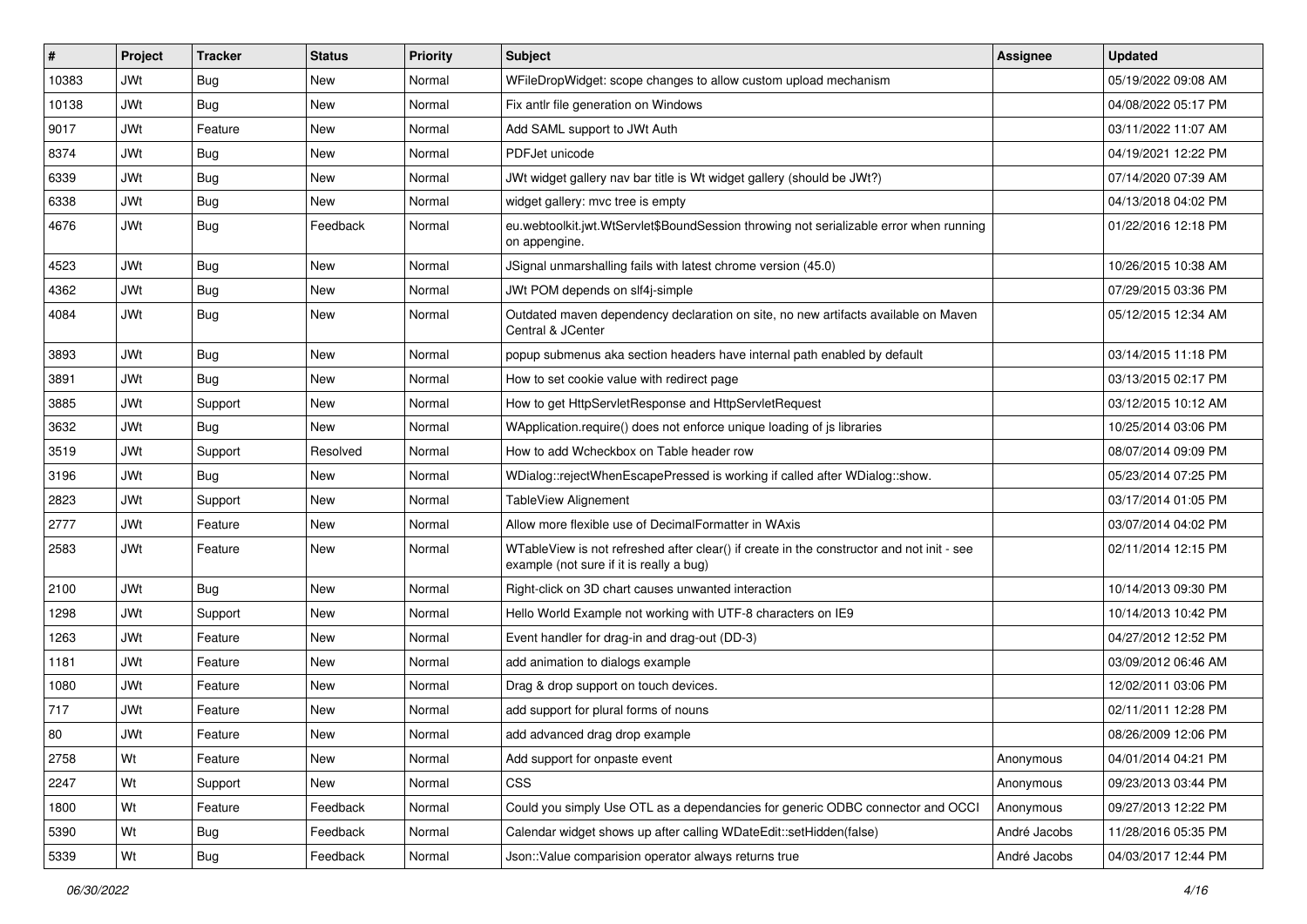| # | Project | Tracker | Status | Priority | Subject | Assignee | Updated |
|---|---|---|---|---|---|---|---|
| 10383 | JWt | Bug | New | Normal | WFileDropWidget: scope changes to allow custom upload mechanism | | 05/19/2022 09:08 AM |
| 10138 | JWt | Bug | New | Normal | Fix antlr file generation on Windows | | 04/08/2022 05:17 PM |
| 9017 | JWt | Feature | New | Normal | Add SAML support to JWt Auth | | 03/11/2022 11:07 AM |
| 8374 | JWt | Bug | New | Normal | PDFJet unicode | | 04/19/2021 12:22 PM |
| 6339 | JWt | Bug | New | Normal | JWt widget gallery nav bar title is Wt widget gallery (should be JWt?) | | 07/14/2020 07:39 AM |
| 6338 | JWt | Bug | New | Normal | widget gallery: mvc tree is empty | | 04/13/2018 04:02 PM |
| 4676 | JWt | Bug | Feedback | Normal | eu.webtoolkit.jwt.WtServlet$BoundSession throwing not serializable error when running on appengine. | | 01/22/2016 12:18 PM |
| 4523 | JWt | Bug | New | Normal | JSignal unmarshalling fails with latest chrome version (45.0) | | 10/26/2015 10:38 AM |
| 4362 | JWt | Bug | New | Normal | JWt POM depends on slf4j-simple | | 07/29/2015 03:36 PM |
| 4084 | JWt | Bug | New | Normal | Outdated maven dependency declaration on site, no new artifacts available on Maven Central & JCenter | | 05/12/2015 12:34 AM |
| 3893 | JWt | Bug | New | Normal | popup submenus aka section headers have internal path enabled by default | | 03/14/2015 11:18 PM |
| 3891 | JWt | Bug | New | Normal | How to set cookie value with redirect page | | 03/13/2015 02:17 PM |
| 3885 | JWt | Support | New | Normal | How to get HttpServletResponse and HttpServletRequest | | 03/12/2015 10:12 AM |
| 3632 | JWt | Bug | New | Normal | WApplication.require() does not enforce unique loading of js libraries | | 10/25/2014 03:06 PM |
| 3519 | JWt | Support | Resolved | Normal | How to add Wcheckbox on Table header row | | 08/07/2014 09:09 PM |
| 3196 | JWt | Bug | New | Normal | WDialog::rejectWhenEscapePressed is working if called after WDialog::show. | | 05/23/2014 07:25 PM |
| 2823 | JWt | Support | New | Normal | TableView Alignement | | 03/17/2014 01:05 PM |
| 2777 | JWt | Feature | New | Normal | Allow more flexible use of DecimalFormatter in WAxis | | 03/07/2014 04:02 PM |
| 2583 | JWt | Feature | New | Normal | WTableView is not refreshed after clear() if create in the constructor and not init - see example (not sure if it is really a bug) | | 02/11/2014 12:15 PM |
| 2100 | JWt | Bug | New | Normal | Right-click on 3D chart causes unwanted interaction | | 10/14/2013 09:30 PM |
| 1298 | JWt | Support | New | Normal | Hello World Example not working with UTF-8 characters on IE9 | | 10/14/2013 10:42 PM |
| 1263 | JWt | Feature | New | Normal | Event handler for drag-in and drag-out (DD-3) | | 04/27/2012 12:52 PM |
| 1181 | JWt | Feature | New | Normal | add animation to dialogs example | | 03/09/2012 06:46 AM |
| 1080 | JWt | Feature | New | Normal | Drag & drop support on touch devices. | | 12/02/2011 03:06 PM |
| 717 | JWt | Feature | New | Normal | add support for plural forms of nouns | | 02/11/2011 12:28 PM |
| 80 | JWt | Feature | New | Normal | add advanced drag drop example | | 08/26/2009 12:06 PM |
| 2758 | Wt | Feature | New | Normal | Add support for onpaste event | Anonymous | 04/01/2014 04:21 PM |
| 2247 | Wt | Support | New | Normal | CSS | Anonymous | 09/23/2013 03:44 PM |
| 1800 | Wt | Feature | Feedback | Normal | Could you simply Use OTL as a dependancies for generic ODBC connector and OCCI | Anonymous | 09/27/2013 12:22 PM |
| 5390 | Wt | Bug | Feedback | Normal | Calendar widget shows up after calling WDateEdit::setHidden(false) | André Jacobs | 11/28/2016 05:35 PM |
| 5339 | Wt | Bug | Feedback | Normal | Json::Value comparision operator always returns true | André Jacobs | 04/03/2017 12:44 PM |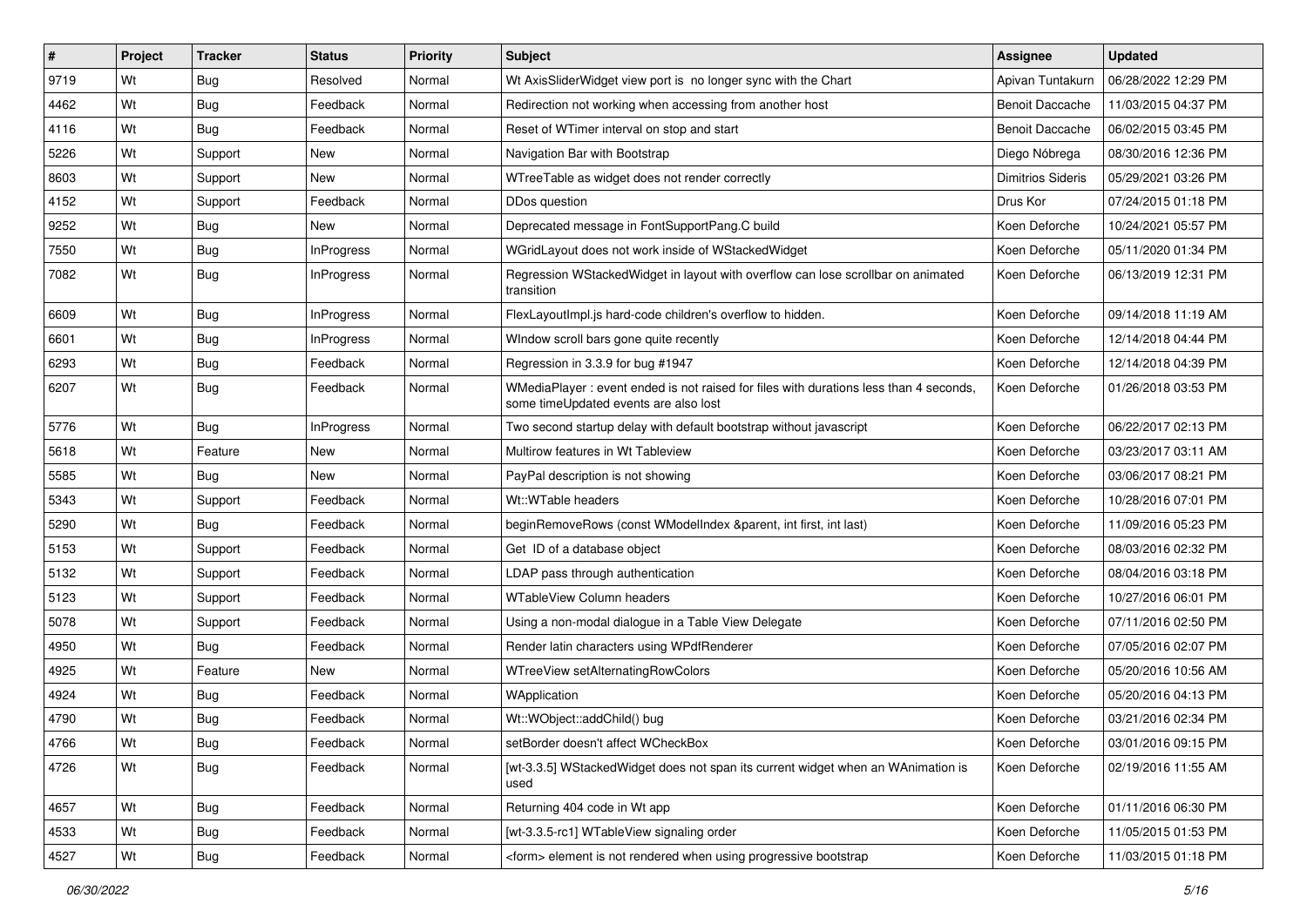| # | Project | Tracker | Status | Priority | Subject | Assignee | Updated |
| --- | --- | --- | --- | --- | --- | --- | --- |
| 9719 | Wt | Bug | Resolved | Normal | Wt AxisSliderWidget view port is no longer sync with the Chart | Apivan Tuntakurn | 06/28/2022 12:29 PM |
| 4462 | Wt | Bug | Feedback | Normal | Redirection not working when accessing from another host | Benoit Daccache | 11/03/2015 04:37 PM |
| 4116 | Wt | Bug | Feedback | Normal | Reset of WTimer interval on stop and start | Benoit Daccache | 06/02/2015 03:45 PM |
| 5226 | Wt | Support | New | Normal | Navigation Bar with Bootstrap | Diego Nóbrega | 08/30/2016 12:36 PM |
| 8603 | Wt | Support | New | Normal | WTreeTable as widget does not render correctly | Dimitrios Sideris | 05/29/2021 03:26 PM |
| 4152 | Wt | Support | Feedback | Normal | DDos question | Drus Kor | 07/24/2015 01:18 PM |
| 9252 | Wt | Bug | New | Normal | Deprecated message in FontSupportPang.C build | Koen Deforche | 10/24/2021 05:57 PM |
| 7550 | Wt | Bug | InProgress | Normal | WGridLayout does not work inside of WStackedWidget | Koen Deforche | 05/11/2020 01:34 PM |
| 7082 | Wt | Bug | InProgress | Normal | Regression WStackedWidget in layout with overflow can lose scrollbar on animated transition | Koen Deforche | 06/13/2019 12:31 PM |
| 6609 | Wt | Bug | InProgress | Normal | FlexLayoutImpl.js hard-code children's overflow to hidden. | Koen Deforche | 09/14/2018 11:19 AM |
| 6601 | Wt | Bug | InProgress | Normal | WIndow scroll bars gone quite recently | Koen Deforche | 12/14/2018 04:44 PM |
| 6293 | Wt | Bug | Feedback | Normal | Regression in 3.3.9 for bug #1947 | Koen Deforche | 12/14/2018 04:39 PM |
| 6207 | Wt | Bug | Feedback | Normal | WMediaPlayer : event ended is not raised for files with durations less than 4 seconds, some timeUpdated events are also lost | Koen Deforche | 01/26/2018 03:53 PM |
| 5776 | Wt | Bug | InProgress | Normal | Two second startup delay with default bootstrap without javascript | Koen Deforche | 06/22/2017 02:13 PM |
| 5618 | Wt | Feature | New | Normal | Multirow features in Wt Tableview | Koen Deforche | 03/23/2017 03:11 AM |
| 5585 | Wt | Bug | New | Normal | PayPal description is not showing | Koen Deforche | 03/06/2017 08:21 PM |
| 5343 | Wt | Support | Feedback | Normal | Wt::WTable headers | Koen Deforche | 10/28/2016 07:01 PM |
| 5290 | Wt | Bug | Feedback | Normal | beginRemoveRows (const WModelIndex &parent, int first, int last) | Koen Deforche | 11/09/2016 05:23 PM |
| 5153 | Wt | Support | Feedback | Normal | Get ID of a database object | Koen Deforche | 08/03/2016 02:32 PM |
| 5132 | Wt | Support | Feedback | Normal | LDAP pass through authentication | Koen Deforche | 08/04/2016 03:18 PM |
| 5123 | Wt | Support | Feedback | Normal | WTableView Column headers | Koen Deforche | 10/27/2016 06:01 PM |
| 5078 | Wt | Support | Feedback | Normal | Using a non-modal dialogue in a Table View Delegate | Koen Deforche | 07/11/2016 02:50 PM |
| 4950 | Wt | Bug | Feedback | Normal | Render latin characters using WPdfRenderer | Koen Deforche | 07/05/2016 02:07 PM |
| 4925 | Wt | Feature | New | Normal | WTreeView setAlternatingRowColors | Koen Deforche | 05/20/2016 10:56 AM |
| 4924 | Wt | Bug | Feedback | Normal | WApplication | Koen Deforche | 05/20/2016 04:13 PM |
| 4790 | Wt | Bug | Feedback | Normal | Wt::WObject::addChild() bug | Koen Deforche | 03/21/2016 02:34 PM |
| 4766 | Wt | Bug | Feedback | Normal | setBorder doesn't affect WCheckBox | Koen Deforche | 03/01/2016 09:15 PM |
| 4726 | Wt | Bug | Feedback | Normal | [wt-3.3.5] WStackedWidget does not span its current widget when an WAnimation is used | Koen Deforche | 02/19/2016 11:55 AM |
| 4657 | Wt | Bug | Feedback | Normal | Returning 404 code in Wt app | Koen Deforche | 01/11/2016 06:30 PM |
| 4533 | Wt | Bug | Feedback | Normal | [wt-3.3.5-rc1] WTableView signaling order | Koen Deforche | 11/05/2015 01:53 PM |
| 4527 | Wt | Bug | Feedback | Normal | <form> element is not rendered when using progressive bootstrap | Koen Deforche | 11/03/2015 01:18 PM |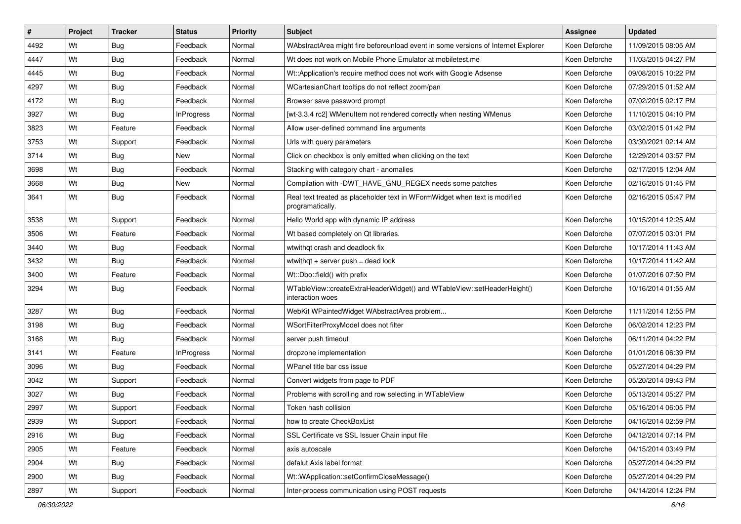| # | Project | Tracker | Status | Priority | Subject | Assignee | Updated |
|---|---|---|---|---|---|---|---|
| 4492 | Wt | Bug | Feedback | Normal | WAbstractArea might fire beforeunload event in some versions of Internet Explorer | Koen Deforche | 11/09/2015 08:05 AM |
| 4447 | Wt | Bug | Feedback | Normal | Wt does not work on Mobile Phone Emulator at mobiletest.me | Koen Deforche | 11/03/2015 04:27 PM |
| 4445 | Wt | Bug | Feedback | Normal | Wt::Application's require method does not work with Google Adsense | Koen Deforche | 09/08/2015 10:22 PM |
| 4297 | Wt | Bug | Feedback | Normal | WCartesianChart tooltips do not reflect zoom/pan | Koen Deforche | 07/29/2015 01:52 AM |
| 4172 | Wt | Bug | Feedback | Normal | Browser save password prompt | Koen Deforche | 07/02/2015 02:17 PM |
| 3927 | Wt | Bug | InProgress | Normal | [wt-3.3.4 rc2] WMenuItem not rendered correctly when nesting WMenus | Koen Deforche | 11/10/2015 04:10 PM |
| 3823 | Wt | Feature | Feedback | Normal | Allow user-defined command line arguments | Koen Deforche | 03/02/2015 01:42 PM |
| 3753 | Wt | Support | Feedback | Normal | Urls with query parameters | Koen Deforche | 03/30/2021 02:14 AM |
| 3714 | Wt | Bug | New | Normal | Click on checkbox is only emitted when clicking on the text | Koen Deforche | 12/29/2014 03:57 PM |
| 3698 | Wt | Bug | Feedback | Normal | Stacking with category chart - anomalies | Koen Deforche | 02/17/2015 12:04 AM |
| 3668 | Wt | Bug | New | Normal | Compilation with -DWT_HAVE_GNU_REGEX needs some patches | Koen Deforche | 02/16/2015 01:45 PM |
| 3641 | Wt | Bug | Feedback | Normal | Real text treated as placeholder text in WFormWidget when text is modified programatically. | Koen Deforche | 02/16/2015 05:47 PM |
| 3538 | Wt | Support | Feedback | Normal | Hello World app with dynamic IP address | Koen Deforche | 10/15/2014 12:25 AM |
| 3506 | Wt | Feature | Feedback | Normal | Wt based completely on Qt libraries. | Koen Deforche | 07/07/2015 03:01 PM |
| 3440 | Wt | Bug | Feedback | Normal | wtwithqt crash and deadlock fix | Koen Deforche | 10/17/2014 11:43 AM |
| 3432 | Wt | Bug | Feedback | Normal | wtwithqt + server push = dead lock | Koen Deforche | 10/17/2014 11:42 AM |
| 3400 | Wt | Feature | Feedback | Normal | Wt::Dbo::field() with prefix | Koen Deforche | 01/07/2016 07:50 PM |
| 3294 | Wt | Bug | Feedback | Normal | WTableView::createExtraHeaderWidget() and WTableView::setHeaderHeight() interaction woes | Koen Deforche | 10/16/2014 01:55 AM |
| 3287 | Wt | Bug | Feedback | Normal | WebKit WPaintedWidget WAbstractArea problem... | Koen Deforche | 11/11/2014 12:55 PM |
| 3198 | Wt | Bug | Feedback | Normal | WSortFilterProxyModel does not filter | Koen Deforche | 06/02/2014 12:23 PM |
| 3168 | Wt | Bug | Feedback | Normal | server push timeout | Koen Deforche | 06/11/2014 04:22 PM |
| 3141 | Wt | Feature | InProgress | Normal | dropzone implementation | Koen Deforche | 01/01/2016 06:39 PM |
| 3096 | Wt | Bug | Feedback | Normal | WPanel title bar css issue | Koen Deforche | 05/27/2014 04:29 PM |
| 3042 | Wt | Support | Feedback | Normal | Convert widgets from page to PDF | Koen Deforche | 05/20/2014 09:43 PM |
| 3027 | Wt | Bug | Feedback | Normal | Problems with scrolling and row selecting in WTableView | Koen Deforche | 05/13/2014 05:27 PM |
| 2997 | Wt | Support | Feedback | Normal | Token hash collision | Koen Deforche | 05/16/2014 06:05 PM |
| 2939 | Wt | Support | Feedback | Normal | how to create CheckBoxList | Koen Deforche | 04/16/2014 02:59 PM |
| 2916 | Wt | Bug | Feedback | Normal | SSL Certificate vs SSL Issuer Chain input file | Koen Deforche | 04/12/2014 07:14 PM |
| 2905 | Wt | Feature | Feedback | Normal | axis autoscale | Koen Deforche | 04/15/2014 03:49 PM |
| 2904 | Wt | Bug | Feedback | Normal | defalut Axis label format | Koen Deforche | 05/27/2014 04:29 PM |
| 2900 | Wt | Bug | Feedback | Normal | Wt::WApplication::setConfirmCloseMessage() | Koen Deforche | 05/27/2014 04:29 PM |
| 2897 | Wt | Support | Feedback | Normal | Inter-process communication using POST requests | Koen Deforche | 04/14/2014 12:24 PM |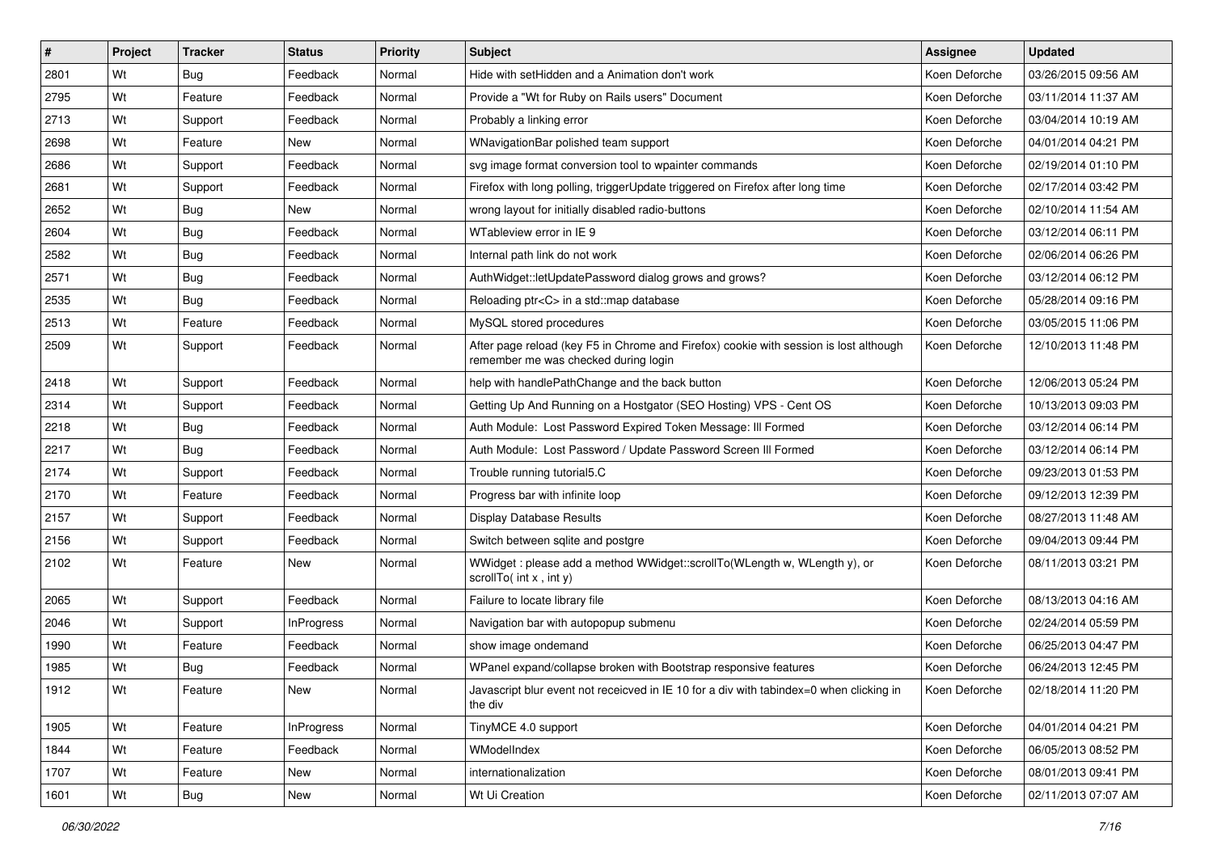| # | Project | Tracker | Status | Priority | Subject | Assignee | Updated |
|---|---|---|---|---|---|---|---|
| 2801 | Wt | Bug | Feedback | Normal | Hide with setHidden and a Animation don't work | Koen Deforche | 03/26/2015 09:56 AM |
| 2795 | Wt | Feature | Feedback | Normal | Provide a "Wt for Ruby on Rails users" Document | Koen Deforche | 03/11/2014 11:37 AM |
| 2713 | Wt | Support | Feedback | Normal | Probably a linking error | Koen Deforche | 03/04/2014 10:19 AM |
| 2698 | Wt | Feature | New | Normal | WNavigationBar polished team support | Koen Deforche | 04/01/2014 04:21 PM |
| 2686 | Wt | Support | Feedback | Normal | svg image format conversion tool to wpainter commands | Koen Deforche | 02/19/2014 01:10 PM |
| 2681 | Wt | Support | Feedback | Normal | Firefox with long polling, triggerUpdate triggered on Firefox after long time | Koen Deforche | 02/17/2014 03:42 PM |
| 2652 | Wt | Bug | New | Normal | wrong layout for initially disabled radio-buttons | Koen Deforche | 02/10/2014 11:54 AM |
| 2604 | Wt | Bug | Feedback | Normal | WTableview error in IE 9 | Koen Deforche | 03/12/2014 06:11 PM |
| 2582 | Wt | Bug | Feedback | Normal | Internal path link do not work | Koen Deforche | 02/06/2014 06:26 PM |
| 2571 | Wt | Bug | Feedback | Normal | AuthWidget::letUpdatePassword dialog grows and grows? | Koen Deforche | 03/12/2014 06:12 PM |
| 2535 | Wt | Bug | Feedback | Normal | Reloading ptr<C> in a std::map database | Koen Deforche | 05/28/2014 09:16 PM |
| 2513 | Wt | Feature | Feedback | Normal | MySQL stored procedures | Koen Deforche | 03/05/2015 11:06 PM |
| 2509 | Wt | Support | Feedback | Normal | After page reload (key F5 in Chrome and Firefox) cookie with session is lost although remember me was checked during login | Koen Deforche | 12/10/2013 11:48 PM |
| 2418 | Wt | Support | Feedback | Normal | help with handlePathChange and the back button | Koen Deforche | 12/06/2013 05:24 PM |
| 2314 | Wt | Support | Feedback | Normal | Getting Up And Running on a Hostgator (SEO Hosting) VPS - Cent OS | Koen Deforche | 10/13/2013 09:03 PM |
| 2218 | Wt | Bug | Feedback | Normal | Auth Module: Lost Password Expired Token Message: Ill Formed | Koen Deforche | 03/12/2014 06:14 PM |
| 2217 | Wt | Bug | Feedback | Normal | Auth Module: Lost Password / Update Password Screen Ill Formed | Koen Deforche | 03/12/2014 06:14 PM |
| 2174 | Wt | Support | Feedback | Normal | Trouble running tutorial5.C | Koen Deforche | 09/23/2013 01:53 PM |
| 2170 | Wt | Feature | Feedback | Normal | Progress bar with infinite loop | Koen Deforche | 09/12/2013 12:39 PM |
| 2157 | Wt | Support | Feedback | Normal | Display Database Results | Koen Deforche | 08/27/2013 11:48 AM |
| 2156 | Wt | Support | Feedback | Normal | Switch between sqlite and postgre | Koen Deforche | 09/04/2013 09:44 PM |
| 2102 | Wt | Feature | New | Normal | WWidget : please add a method WWidget::scrollTo(WLength w, WLength y), or scrollTo( int x , int y) | Koen Deforche | 08/11/2013 03:21 PM |
| 2065 | Wt | Support | Feedback | Normal | Failure to locate library file | Koen Deforche | 08/13/2013 04:16 AM |
| 2046 | Wt | Support | InProgress | Normal | Navigation bar with autopopup submenu | Koen Deforche | 02/24/2014 05:59 PM |
| 1990 | Wt | Feature | Feedback | Normal | show image ondemand | Koen Deforche | 06/25/2013 04:47 PM |
| 1985 | Wt | Bug | Feedback | Normal | WPanel expand/collapse broken with Bootstrap responsive features | Koen Deforche | 06/24/2013 12:45 PM |
| 1912 | Wt | Feature | New | Normal | Javascript blur event not receicved in IE 10 for a div with tabindex=0 when clicking in the div | Koen Deforche | 02/18/2014 11:20 PM |
| 1905 | Wt | Feature | InProgress | Normal | TinyMCE 4.0 support | Koen Deforche | 04/01/2014 04:21 PM |
| 1844 | Wt | Feature | Feedback | Normal | WModelIndex | Koen Deforche | 06/05/2013 08:52 PM |
| 1707 | Wt | Feature | New | Normal | internationalization | Koen Deforche | 08/01/2013 09:41 PM |
| 1601 | Wt | Bug | New | Normal | Wt Ui Creation | Koen Deforche | 02/11/2013 07:07 AM |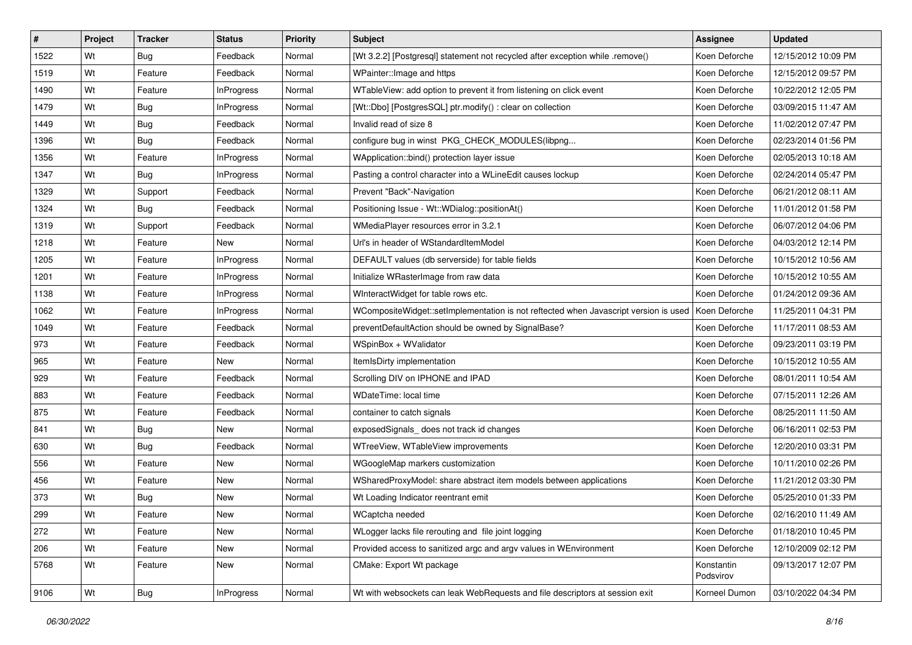| # | Project | Tracker | Status | Priority | Subject | Assignee | Updated |
|---|---|---|---|---|---|---|---|
| 1522 | Wt | Bug | Feedback | Normal | [Wt 3.2.2] [Postgresql] statement not recycled after exception while .remove() | Koen Deforche | 12/15/2012 10:09 PM |
| 1519 | Wt | Feature | Feedback | Normal | WPainter::Image and https | Koen Deforche | 12/15/2012 09:57 PM |
| 1490 | Wt | Feature | InProgress | Normal | WTableView: add option to prevent it from listening on click event | Koen Deforche | 10/22/2012 12:05 PM |
| 1479 | Wt | Bug | InProgress | Normal | [Wt::Dbo] [PostgresSQL] ptr.modify() : clear on collection | Koen Deforche | 03/09/2015 11:47 AM |
| 1449 | Wt | Bug | Feedback | Normal | Invalid read of size 8 | Koen Deforche | 11/02/2012 07:47 PM |
| 1396 | Wt | Bug | Feedback | Normal | configure bug in winst PKG_CHECK_MODULES(libpng... | Koen Deforche | 02/23/2014 01:56 PM |
| 1356 | Wt | Feature | InProgress | Normal | WApplication::bind() protection layer issue | Koen Deforche | 02/05/2013 10:18 AM |
| 1347 | Wt | Bug | InProgress | Normal | Pasting a control character into a WLineEdit causes lockup | Koen Deforche | 02/24/2014 05:47 PM |
| 1329 | Wt | Support | Feedback | Normal | Prevent "Back"-Navigation | Koen Deforche | 06/21/2012 08:11 AM |
| 1324 | Wt | Bug | Feedback | Normal | Positioning Issue - Wt::WDialog::positionAt() | Koen Deforche | 11/01/2012 01:58 PM |
| 1319 | Wt | Support | Feedback | Normal | WMediaPlayer resources error in 3.2.1 | Koen Deforche | 06/07/2012 04:06 PM |
| 1218 | Wt | Feature | New | Normal | Url's in header of WStandardItemModel | Koen Deforche | 04/03/2012 12:14 PM |
| 1205 | Wt | Feature | InProgress | Normal | DEFAULT values (db serverside) for table fields | Koen Deforche | 10/15/2012 10:56 AM |
| 1201 | Wt | Feature | InProgress | Normal | Initialize WRasterImage from raw data | Koen Deforche | 10/15/2012 10:55 AM |
| 1138 | Wt | Feature | InProgress | Normal | WInteractWidget for table rows etc. | Koen Deforche | 01/24/2012 09:36 AM |
| 1062 | Wt | Feature | InProgress | Normal | WCompositeWidget::setImplementation is not reftected when Javascript version is used | Koen Deforche | 11/25/2011 04:31 PM |
| 1049 | Wt | Feature | Feedback | Normal | preventDefaultAction should be owned by SignalBase? | Koen Deforche | 11/17/2011 08:53 AM |
| 973 | Wt | Feature | Feedback | Normal | WSpinBox + WValidator | Koen Deforche | 09/23/2011 03:19 PM |
| 965 | Wt | Feature | New | Normal | ItemIsDirty implementation | Koen Deforche | 10/15/2012 10:55 AM |
| 929 | Wt | Feature | Feedback | Normal | Scrolling DIV on IPHONE and IPAD | Koen Deforche | 08/01/2011 10:54 AM |
| 883 | Wt | Feature | Feedback | Normal | WDateTime: local time | Koen Deforche | 07/15/2011 12:26 AM |
| 875 | Wt | Feature | Feedback | Normal | container to catch signals | Koen Deforche | 08/25/2011 11:50 AM |
| 841 | Wt | Bug | New | Normal | exposedSignals_ does not track id changes | Koen Deforche | 06/16/2011 02:53 PM |
| 630 | Wt | Bug | Feedback | Normal | WTreeView, WTableView improvements | Koen Deforche | 12/20/2010 03:31 PM |
| 556 | Wt | Feature | New | Normal | WGoogleMap markers customization | Koen Deforche | 10/11/2010 02:26 PM |
| 456 | Wt | Feature | New | Normal | WSharedProxyModel: share abstract item models between applications | Koen Deforche | 11/21/2012 03:30 PM |
| 373 | Wt | Bug | New | Normal | Wt Loading Indicator reentrant emit | Koen Deforche | 05/25/2010 01:33 PM |
| 299 | Wt | Feature | New | Normal | WCaptcha needed | Koen Deforche | 02/16/2010 11:49 AM |
| 272 | Wt | Feature | New | Normal | WLogger lacks file rerouting and file joint logging | Koen Deforche | 01/18/2010 10:45 PM |
| 206 | Wt | Feature | New | Normal | Provided access to sanitized argc and argv values in WEnvironment | Koen Deforche | 12/10/2009 02:12 PM |
| 5768 | Wt | Feature | New | Normal | CMake: Export Wt package | Konstantin Podsvirov | 09/13/2017 12:07 PM |
| 9106 | Wt | Bug | InProgress | Normal | Wt with websockets can leak WebRequests and file descriptors at session exit | Korneel Dumon | 03/10/2022 04:34 PM |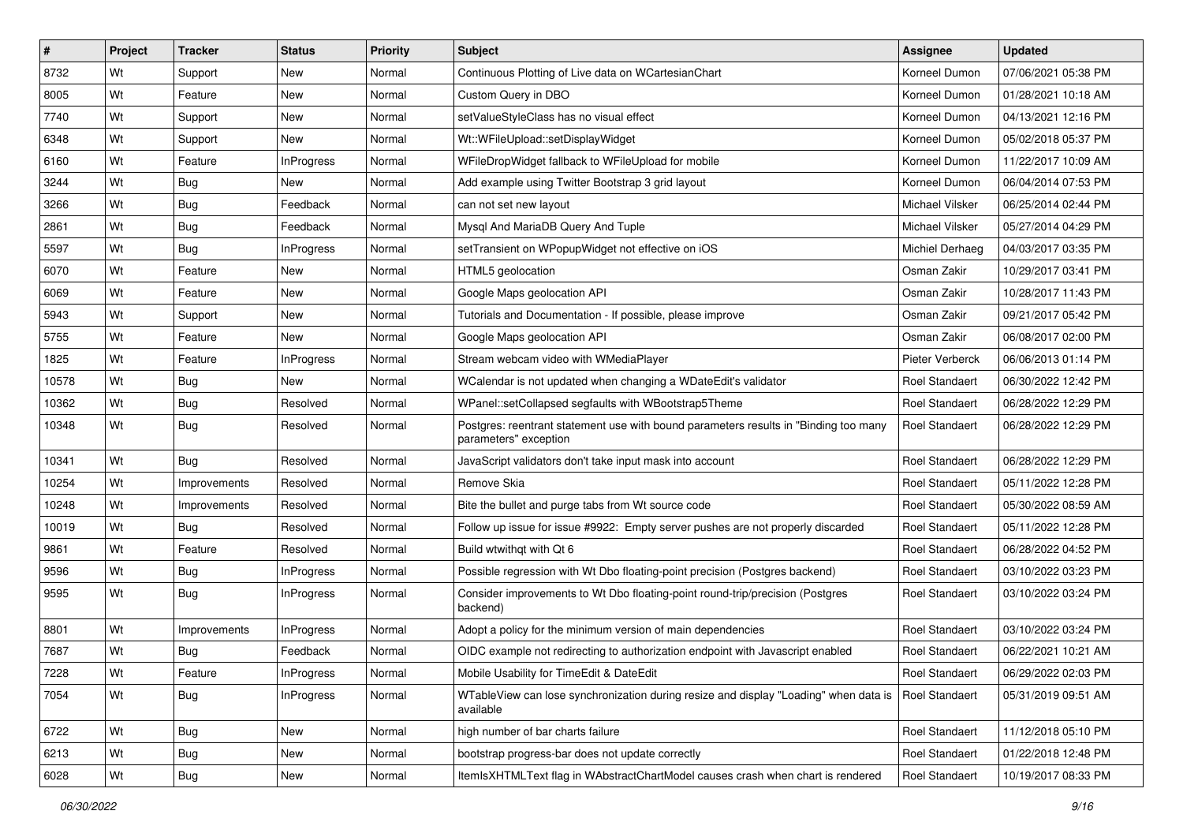| # | Project | Tracker | Status | Priority | Subject | Assignee | Updated |
|---|---|---|---|---|---|---|---|
| 8732 | Wt | Support | New | Normal | Continuous Plotting of Live data on WCartesianChart | Korneel Dumon | 07/06/2021 05:38 PM |
| 8005 | Wt | Feature | New | Normal | Custom Query in DBO | Korneel Dumon | 01/28/2021 10:18 AM |
| 7740 | Wt | Support | New | Normal | setValueStyleClass has no visual effect | Korneel Dumon | 04/13/2021 12:16 PM |
| 6348 | Wt | Support | New | Normal | Wt::WFileUpload::setDisplayWidget | Korneel Dumon | 05/02/2018 05:37 PM |
| 6160 | Wt | Feature | InProgress | Normal | WFileDropWidget fallback to WFileUpload for mobile | Korneel Dumon | 11/22/2017 10:09 AM |
| 3244 | Wt | Bug | New | Normal | Add example using Twitter Bootstrap 3 grid layout | Korneel Dumon | 06/04/2014 07:53 PM |
| 3266 | Wt | Bug | Feedback | Normal | can not set new layout | Michael Vilsker | 06/25/2014 02:44 PM |
| 2861 | Wt | Bug | Feedback | Normal | Mysql And MariaDB Query And Tuple | Michael Vilsker | 05/27/2014 04:29 PM |
| 5597 | Wt | Bug | InProgress | Normal | setTransient on WPopupWidget not effective on iOS | Michiel Derhaeg | 04/03/2017 03:35 PM |
| 6070 | Wt | Feature | New | Normal | HTML5 geolocation | Osman Zakir | 10/29/2017 03:41 PM |
| 6069 | Wt | Feature | New | Normal | Google Maps geolocation API | Osman Zakir | 10/28/2017 11:43 PM |
| 5943 | Wt | Support | New | Normal | Tutorials and Documentation - If possible, please improve | Osman Zakir | 09/21/2017 05:42 PM |
| 5755 | Wt | Feature | New | Normal | Google Maps geolocation API | Osman Zakir | 06/08/2017 02:00 PM |
| 1825 | Wt | Feature | InProgress | Normal | Stream webcam video with WMediaPlayer | Pieter Verberck | 06/06/2013 01:14 PM |
| 10578 | Wt | Bug | New | Normal | WCalendar is not updated when changing a WDateEdit's validator | Roel Standaert | 06/30/2022 12:42 PM |
| 10362 | Wt | Bug | Resolved | Normal | WPanel::setCollapsed segfaults with WBootstrap5Theme | Roel Standaert | 06/28/2022 12:29 PM |
| 10348 | Wt | Bug | Resolved | Normal | Postgres: reentrant statement use with bound parameters results in "Binding too many parameters" exception | Roel Standaert | 06/28/2022 12:29 PM |
| 10341 | Wt | Bug | Resolved | Normal | JavaScript validators don't take input mask into account | Roel Standaert | 06/28/2022 12:29 PM |
| 10254 | Wt | Improvements | Resolved | Normal | Remove Skia | Roel Standaert | 05/11/2022 12:28 PM |
| 10248 | Wt | Improvements | Resolved | Normal | Bite the bullet and purge tabs from Wt source code | Roel Standaert | 05/30/2022 08:59 AM |
| 10019 | Wt | Bug | Resolved | Normal | Follow up issue for issue #9922: Empty server pushes are not properly discarded | Roel Standaert | 05/11/2022 12:28 PM |
| 9861 | Wt | Feature | Resolved | Normal | Build wtwithqt with Qt 6 | Roel Standaert | 06/28/2022 04:52 PM |
| 9596 | Wt | Bug | InProgress | Normal | Possible regression with Wt Dbo floating-point precision (Postgres backend) | Roel Standaert | 03/10/2022 03:23 PM |
| 9595 | Wt | Bug | InProgress | Normal | Consider improvements to Wt Dbo floating-point round-trip/precision (Postgres backend) | Roel Standaert | 03/10/2022 03:24 PM |
| 8801 | Wt | Improvements | InProgress | Normal | Adopt a policy for the minimum version of main dependencies | Roel Standaert | 03/10/2022 03:24 PM |
| 7687 | Wt | Bug | Feedback | Normal | OIDC example not redirecting to authorization endpoint with Javascript enabled | Roel Standaert | 06/22/2021 10:21 AM |
| 7228 | Wt | Feature | InProgress | Normal | Mobile Usability for TimeEdit & DateEdit | Roel Standaert | 06/29/2022 02:03 PM |
| 7054 | Wt | Bug | InProgress | Normal | WTableView can lose synchronization during resize and display "Loading" when data is available | Roel Standaert | 05/31/2019 09:51 AM |
| 6722 | Wt | Bug | New | Normal | high number of bar charts failure | Roel Standaert | 11/12/2018 05:10 PM |
| 6213 | Wt | Bug | New | Normal | bootstrap progress-bar does not update correctly | Roel Standaert | 01/22/2018 12:48 PM |
| 6028 | Wt | Bug | New | Normal | ItemIsXHTMLText flag in WAbstractChartModel causes crash when chart is rendered | Roel Standaert | 10/19/2017 08:33 PM |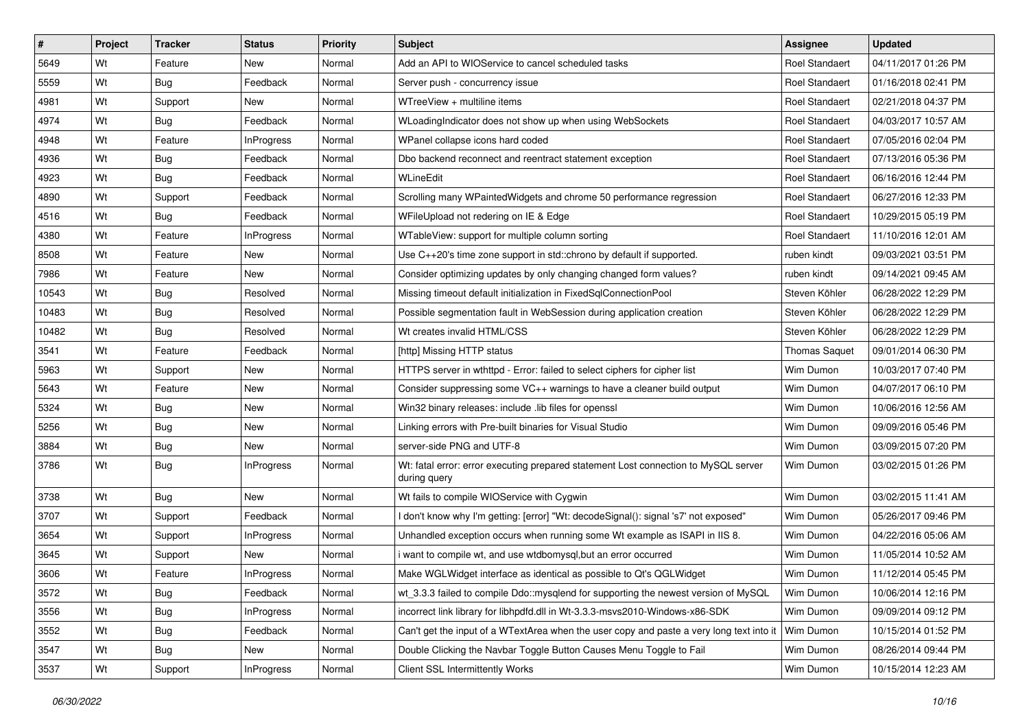| # | Project | Tracker | Status | Priority | Subject | Assignee | Updated |
|---|---|---|---|---|---|---|---|
| 5649 | Wt | Feature | New | Normal | Add an API to WIOService to cancel scheduled tasks | Roel Standaert | 04/11/2017 01:26 PM |
| 5559 | Wt | Bug | Feedback | Normal | Server push - concurrency issue | Roel Standaert | 01/16/2018 02:41 PM |
| 4981 | Wt | Support | New | Normal | WTreeView + multiline items | Roel Standaert | 02/21/2018 04:37 PM |
| 4974 | Wt | Bug | Feedback | Normal | WLoadingIndicator does not show up when using WebSockets | Roel Standaert | 04/03/2017 10:57 AM |
| 4948 | Wt | Feature | InProgress | Normal | WPanel collapse icons hard coded | Roel Standaert | 07/05/2016 02:04 PM |
| 4936 | Wt | Bug | Feedback | Normal | Dbo backend reconnect and reentract statement exception | Roel Standaert | 07/13/2016 05:36 PM |
| 4923 | Wt | Bug | Feedback | Normal | WLineEdit | Roel Standaert | 06/16/2016 12:44 PM |
| 4890 | Wt | Support | Feedback | Normal | Scrolling many WPaintedWidgets and chrome 50 performance regression | Roel Standaert | 06/27/2016 12:33 PM |
| 4516 | Wt | Bug | Feedback | Normal | WFileUpload not redering on IE & Edge | Roel Standaert | 10/29/2015 05:19 PM |
| 4380 | Wt | Feature | InProgress | Normal | WTableView: support for multiple column sorting | Roel Standaert | 11/10/2016 12:01 AM |
| 8508 | Wt | Feature | New | Normal | Use C++20's time zone support in std::chrono by default if supported. | ruben kindt | 09/03/2021 03:51 PM |
| 7986 | Wt | Feature | New | Normal | Consider optimizing updates by only changing changed form values? | ruben kindt | 09/14/2021 09:45 AM |
| 10543 | Wt | Bug | Resolved | Normal | Missing timeout default initialization in FixedSqlConnectionPool | Steven Köhler | 06/28/2022 12:29 PM |
| 10483 | Wt | Bug | Resolved | Normal | Possible segmentation fault in WebSession during application creation | Steven Köhler | 06/28/2022 12:29 PM |
| 10482 | Wt | Bug | Resolved | Normal | Wt creates invalid HTML/CSS | Steven Köhler | 06/28/2022 12:29 PM |
| 3541 | Wt | Feature | Feedback | Normal | [http] Missing HTTP status | Thomas Saquet | 09/01/2014 06:30 PM |
| 5963 | Wt | Support | New | Normal | HTTPS server in wthttpd - Error: failed to select ciphers for cipher list | Wim Dumon | 10/03/2017 07:40 PM |
| 5643 | Wt | Feature | New | Normal | Consider suppressing some VC++ warnings to have a cleaner build output | Wim Dumon | 04/07/2017 06:10 PM |
| 5324 | Wt | Bug | New | Normal | Win32 binary releases: include .lib files for openssl | Wim Dumon | 10/06/2016 12:56 AM |
| 5256 | Wt | Bug | New | Normal | Linking errors with Pre-built binaries for Visual Studio | Wim Dumon | 09/09/2016 05:46 PM |
| 3884 | Wt | Bug | New | Normal | server-side PNG and UTF-8 | Wim Dumon | 03/09/2015 07:20 PM |
| 3786 | Wt | Bug | InProgress | Normal | Wt: fatal error: error executing prepared statement Lost connection to MySQL server during query | Wim Dumon | 03/02/2015 01:26 PM |
| 3738 | Wt | Bug | New | Normal | Wt fails to compile WIOService with Cygwin | Wim Dumon | 03/02/2015 11:41 AM |
| 3707 | Wt | Support | Feedback | Normal | I don't know why I'm getting: [error] "Wt: decodeSignal(): signal 's7' not exposed" | Wim Dumon | 05/26/2017 09:46 PM |
| 3654 | Wt | Support | InProgress | Normal | Unhandled exception occurs when running some Wt example as ISAPI in IIS 8. | Wim Dumon | 04/22/2016 05:06 AM |
| 3645 | Wt | Support | New | Normal | i want to compile wt, and use wtdbomysql,but an error occurred | Wim Dumon | 11/05/2014 10:52 AM |
| 3606 | Wt | Feature | InProgress | Normal | Make WGLWidget interface as identical as possible to Qt's QGLWidget | Wim Dumon | 11/12/2014 05:45 PM |
| 3572 | Wt | Bug | Feedback | Normal | wt_3.3.3 failed to compile Ddo::mysqlend for supporting the newest version of MySQL | Wim Dumon | 10/06/2014 12:16 PM |
| 3556 | Wt | Bug | InProgress | Normal | incorrect link library for libhpdfd.dll in Wt-3.3.3-msvs2010-Windows-x86-SDK | Wim Dumon | 09/09/2014 09:12 PM |
| 3552 | Wt | Bug | Feedback | Normal | Can't get the input of a WTextArea when the user copy and paste a very long text into it | Wim Dumon | 10/15/2014 01:52 PM |
| 3547 | Wt | Bug | New | Normal | Double Clicking the Navbar Toggle Button Causes Menu Toggle to Fail | Wim Dumon | 08/26/2014 09:44 PM |
| 3537 | Wt | Support | InProgress | Normal | Client SSL Intermittently Works | Wim Dumon | 10/15/2014 12:23 AM |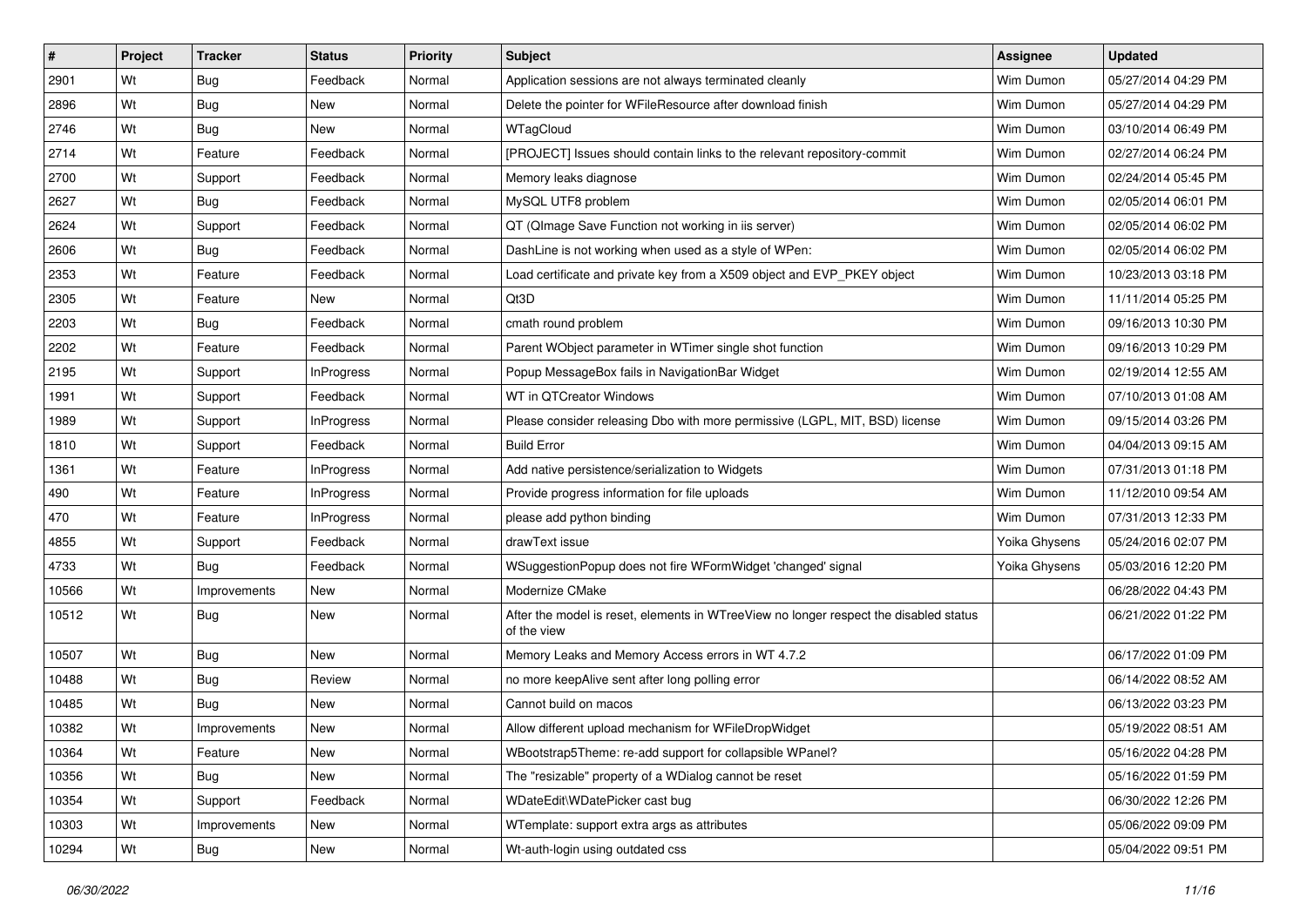| # | Project | Tracker | Status | Priority | Subject | Assignee | Updated |
|---|---|---|---|---|---|---|---|
| 2901 | Wt | Bug | Feedback | Normal | Application sessions are not always terminated cleanly | Wim Dumon | 05/27/2014 04:29 PM |
| 2896 | Wt | Bug | New | Normal | Delete the pointer for WFileResource after download finish | Wim Dumon | 05/27/2014 04:29 PM |
| 2746 | Wt | Bug | New | Normal | WTagCloud | Wim Dumon | 03/10/2014 06:49 PM |
| 2714 | Wt | Feature | Feedback | Normal | [PROJECT] Issues should contain links to the relevant repository-commit | Wim Dumon | 02/27/2014 06:24 PM |
| 2700 | Wt | Support | Feedback | Normal | Memory leaks diagnose | Wim Dumon | 02/24/2014 05:45 PM |
| 2627 | Wt | Bug | Feedback | Normal | MySQL UTF8 problem | Wim Dumon | 02/05/2014 06:01 PM |
| 2624 | Wt | Support | Feedback | Normal | QT (QImage Save Function not working in iis server) | Wim Dumon | 02/05/2014 06:02 PM |
| 2606 | Wt | Bug | Feedback | Normal | DashLine is not working when used as a style of WPen: | Wim Dumon | 02/05/2014 06:02 PM |
| 2353 | Wt | Feature | Feedback | Normal | Load certificate and private key from a X509 object and EVP_PKEY object | Wim Dumon | 10/23/2013 03:18 PM |
| 2305 | Wt | Feature | New | Normal | Qt3D | Wim Dumon | 11/11/2014 05:25 PM |
| 2203 | Wt | Bug | Feedback | Normal | cmath round problem | Wim Dumon | 09/16/2013 10:30 PM |
| 2202 | Wt | Feature | Feedback | Normal | Parent WObject parameter in WTimer single shot function | Wim Dumon | 09/16/2013 10:29 PM |
| 2195 | Wt | Support | InProgress | Normal | Popup MessageBox fails in NavigationBar Widget | Wim Dumon | 02/19/2014 12:55 AM |
| 1991 | Wt | Support | Feedback | Normal | WT in QTCreator Windows | Wim Dumon | 07/10/2013 01:08 AM |
| 1989 | Wt | Support | InProgress | Normal | Please consider releasing Dbo with more permissive (LGPL, MIT, BSD) license | Wim Dumon | 09/15/2014 03:26 PM |
| 1810 | Wt | Support | Feedback | Normal | Build Error | Wim Dumon | 04/04/2013 09:15 AM |
| 1361 | Wt | Feature | InProgress | Normal | Add native persistence/serialization to Widgets | Wim Dumon | 07/31/2013 01:18 PM |
| 490 | Wt | Feature | InProgress | Normal | Provide progress information for file uploads | Wim Dumon | 11/12/2010 09:54 AM |
| 470 | Wt | Feature | InProgress | Normal | please add python binding | Wim Dumon | 07/31/2013 12:33 PM |
| 4855 | Wt | Support | Feedback | Normal | drawText issue | Yoika Ghysens | 05/24/2016 02:07 PM |
| 4733 | Wt | Bug | Feedback | Normal | WSuggestionPopup does not fire WFormWidget 'changed' signal | Yoika Ghysens | 05/03/2016 12:20 PM |
| 10566 | Wt | Improvements | New | Normal | Modernize CMake | | 06/28/2022 04:43 PM |
| 10512 | Wt | Bug | New | Normal | After the model is reset, elements in WTreeView no longer respect the disabled status of the view | | 06/21/2022 01:22 PM |
| 10507 | Wt | Bug | New | Normal | Memory Leaks and Memory Access errors in WT 4.7.2 | | 06/17/2022 01:09 PM |
| 10488 | Wt | Bug | Review | Normal | no more keepAlive sent after long polling error | | 06/14/2022 08:52 AM |
| 10485 | Wt | Bug | New | Normal | Cannot build on macos | | 06/13/2022 03:23 PM |
| 10382 | Wt | Improvements | New | Normal | Allow different upload mechanism for WFileDropWidget | | 05/19/2022 08:51 AM |
| 10364 | Wt | Feature | New | Normal | WBootstrap5Theme: re-add support for collapsible WPanel? | | 05/16/2022 04:28 PM |
| 10356 | Wt | Bug | New | Normal | The "resizable" property of a WDialog cannot be reset | | 05/16/2022 01:59 PM |
| 10354 | Wt | Support | Feedback | Normal | WDateEdit\WDatePicker cast bug | | 06/30/2022 12:26 PM |
| 10303 | Wt | Improvements | New | Normal | WTemplate: support extra args as attributes | | 05/06/2022 09:09 PM |
| 10294 | Wt | Bug | New | Normal | Wt-auth-login using outdated css | | 05/04/2022 09:51 PM |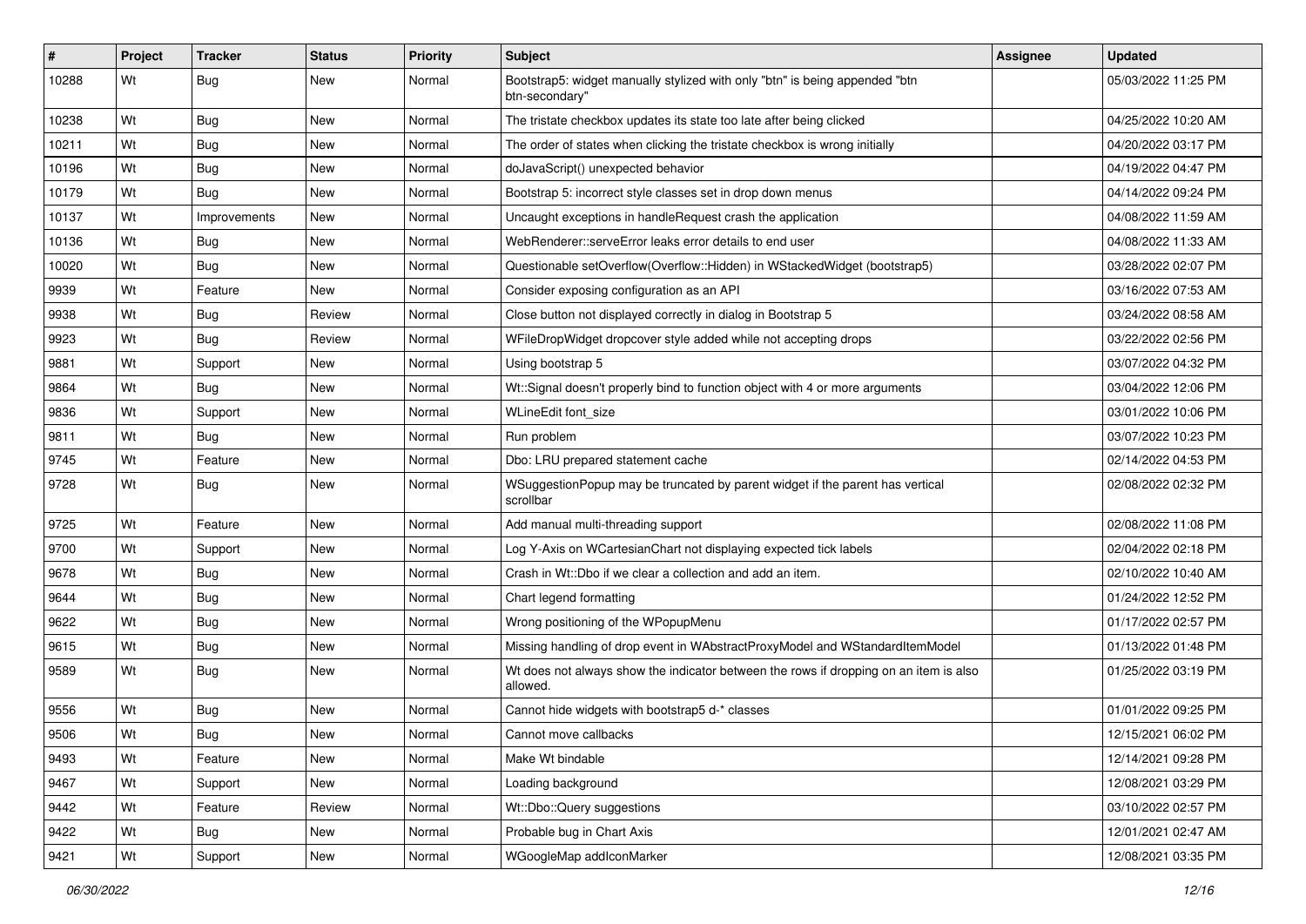| # | Project | Tracker | Status | Priority | Subject | Assignee | Updated |
|---|---|---|---|---|---|---|---|
| 10288 | Wt | Bug | New | Normal | Bootstrap5: widget manually stylized with only "btn" is being appended "btn btn-secondary" | | 05/03/2022 11:25 PM |
| 10238 | Wt | Bug | New | Normal | The tristate checkbox updates its state too late after being clicked | | 04/25/2022 10:20 AM |
| 10211 | Wt | Bug | New | Normal | The order of states when clicking the tristate checkbox is wrong initially | | 04/20/2022 03:17 PM |
| 10196 | Wt | Bug | New | Normal | doJavaScript() unexpected behavior | | 04/19/2022 04:47 PM |
| 10179 | Wt | Bug | New | Normal | Bootstrap 5: incorrect style classes set in drop down menus | | 04/14/2022 09:24 PM |
| 10137 | Wt | Improvements | New | Normal | Uncaught exceptions in handleRequest crash the application | | 04/08/2022 11:59 AM |
| 10136 | Wt | Bug | New | Normal | WebRenderer::serveError leaks error details to end user | | 04/08/2022 11:33 AM |
| 10020 | Wt | Bug | New | Normal | Questionable setOverflow(Overflow::Hidden) in WStackedWidget (bootstrap5) | | 03/28/2022 02:07 PM |
| 9939 | Wt | Feature | New | Normal | Consider exposing configuration as an API | | 03/16/2022 07:53 AM |
| 9938 | Wt | Bug | Review | Normal | Close button not displayed correctly in dialog in Bootstrap 5 | | 03/24/2022 08:58 AM |
| 9923 | Wt | Bug | Review | Normal | WFileDropWidget dropcover style added while not accepting drops | | 03/22/2022 02:56 PM |
| 9881 | Wt | Support | New | Normal | Using bootstrap 5 | | 03/07/2022 04:32 PM |
| 9864 | Wt | Bug | New | Normal | Wt::Signal doesn't properly bind to function object with 4 or more arguments | | 03/04/2022 12:06 PM |
| 9836 | Wt | Support | New | Normal | WLineEdit font_size | | 03/01/2022 10:06 PM |
| 9811 | Wt | Bug | New | Normal | Run problem | | 03/07/2022 10:23 PM |
| 9745 | Wt | Feature | New | Normal | Dbo: LRU prepared statement cache | | 02/14/2022 04:53 PM |
| 9728 | Wt | Bug | New | Normal | WSuggestionPopup may be truncated by parent widget if the parent has vertical scrollbar | | 02/08/2022 02:32 PM |
| 9725 | Wt | Feature | New | Normal | Add manual multi-threading support | | 02/08/2022 11:08 PM |
| 9700 | Wt | Support | New | Normal | Log Y-Axis on WCartesianChart not displaying expected tick labels | | 02/04/2022 02:18 PM |
| 9678 | Wt | Bug | New | Normal | Crash in Wt::Dbo if we clear a collection and add an item. | | 02/10/2022 10:40 AM |
| 9644 | Wt | Bug | New | Normal | Chart legend formatting | | 01/24/2022 12:52 PM |
| 9622 | Wt | Bug | New | Normal | Wrong positioning of the WPopupMenu | | 01/17/2022 02:57 PM |
| 9615 | Wt | Bug | New | Normal | Missing handling of drop event in WAbstractProxyModel and WStandardItemModel | | 01/13/2022 01:48 PM |
| 9589 | Wt | Bug | New | Normal | Wt does not always show the indicator between the rows if dropping on an item is also allowed. | | 01/25/2022 03:19 PM |
| 9556 | Wt | Bug | New | Normal | Cannot hide widgets with bootstrap5 d-* classes | | 01/01/2022 09:25 PM |
| 9506 | Wt | Bug | New | Normal | Cannot move callbacks | | 12/15/2021 06:02 PM |
| 9493 | Wt | Feature | New | Normal | Make Wt bindable | | 12/14/2021 09:28 PM |
| 9467 | Wt | Support | New | Normal | Loading background | | 12/08/2021 03:29 PM |
| 9442 | Wt | Feature | Review | Normal | Wt::Dbo::Query suggestions | | 03/10/2022 02:57 PM |
| 9422 | Wt | Bug | New | Normal | Probable bug in Chart Axis | | 12/01/2021 02:47 AM |
| 9421 | Wt | Support | New | Normal | WGoogleMap addIconMarker | | 12/08/2021 03:35 PM |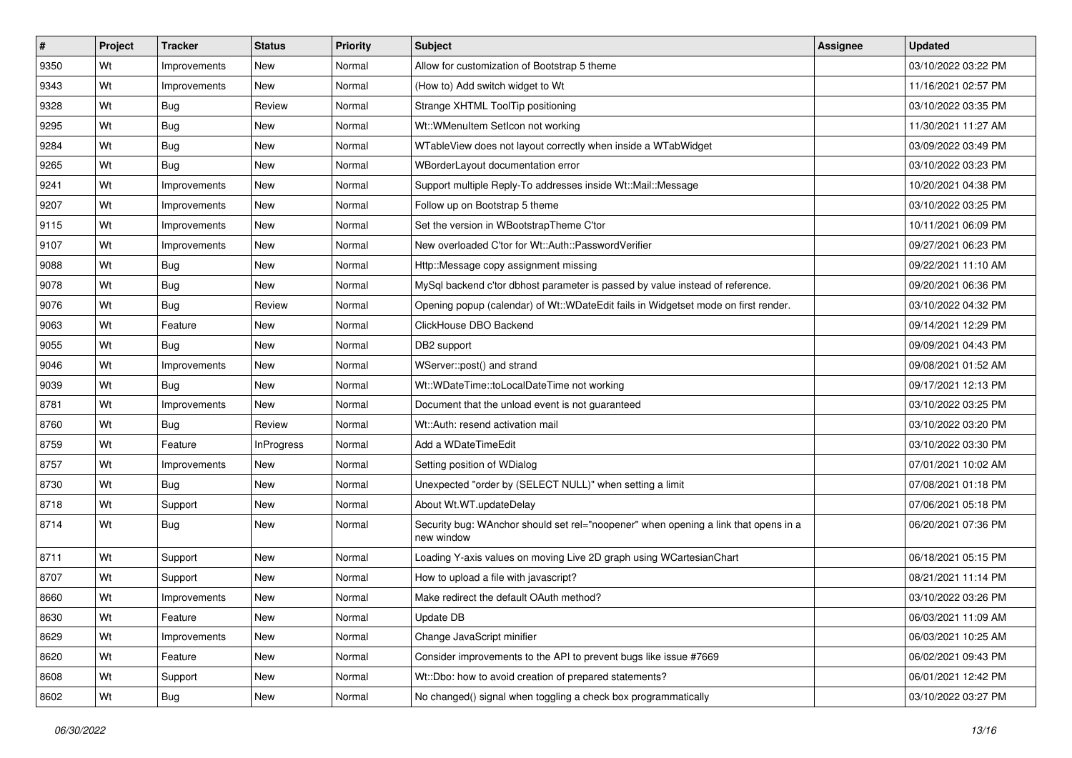| # | Project | Tracker | Status | Priority | Subject | Assignee | Updated |
|---|---|---|---|---|---|---|---|
| 9350 | Wt | Improvements | New | Normal | Allow for customization of Bootstrap 5 theme | | 03/10/2022 03:22 PM |
| 9343 | Wt | Improvements | New | Normal | (How to) Add switch widget to Wt | | 11/16/2021 02:57 PM |
| 9328 | Wt | Bug | Review | Normal | Strange XHTML ToolTip positioning | | 03/10/2022 03:35 PM |
| 9295 | Wt | Bug | New | Normal | Wt::WMenuItem SetIcon not working | | 11/30/2021 11:27 AM |
| 9284 | Wt | Bug | New | Normal | WTableView does not layout correctly when inside a WTabWidget | | 03/09/2022 03:49 PM |
| 9265 | Wt | Bug | New | Normal | WBorderLayout documentation error | | 03/10/2022 03:23 PM |
| 9241 | Wt | Improvements | New | Normal | Support multiple Reply-To addresses inside Wt::Mail::Message | | 10/20/2021 04:38 PM |
| 9207 | Wt | Improvements | New | Normal | Follow up on Bootstrap 5 theme | | 03/10/2022 03:25 PM |
| 9115 | Wt | Improvements | New | Normal | Set the version in WBootstrapTheme C'tor | | 10/11/2021 06:09 PM |
| 9107 | Wt | Improvements | New | Normal | New overloaded C'tor for Wt::Auth::PasswordVerifier | | 09/27/2021 06:23 PM |
| 9088 | Wt | Bug | New | Normal | Http::Message copy assignment missing | | 09/22/2021 11:10 AM |
| 9078 | Wt | Bug | New | Normal | MySql backend c'tor dbhost parameter is passed by value instead of reference. | | 09/20/2021 06:36 PM |
| 9076 | Wt | Bug | Review | Normal | Opening popup (calendar) of Wt::WDateEdit fails in Widgetset mode on first render. | | 03/10/2022 04:32 PM |
| 9063 | Wt | Feature | New | Normal | ClickHouse DBO Backend | | 09/14/2021 12:29 PM |
| 9055 | Wt | Bug | New | Normal | DB2 support | | 09/09/2021 04:43 PM |
| 9046 | Wt | Improvements | New | Normal | WServer::post() and strand | | 09/08/2021 01:52 AM |
| 9039 | Wt | Bug | New | Normal | Wt::WDateTime::toLocalDateTime not working | | 09/17/2021 12:13 PM |
| 8781 | Wt | Improvements | New | Normal | Document that the unload event is not guaranteed | | 03/10/2022 03:25 PM |
| 8760 | Wt | Bug | Review | Normal | Wt::Auth: resend activation mail | | 03/10/2022 03:20 PM |
| 8759 | Wt | Feature | InProgress | Normal | Add a WDateTimeEdit | | 03/10/2022 03:30 PM |
| 8757 | Wt | Improvements | New | Normal | Setting position of WDialog | | 07/01/2021 10:02 AM |
| 8730 | Wt | Bug | New | Normal | Unexpected "order by (SELECT NULL)" when setting a limit | | 07/08/2021 01:18 PM |
| 8718 | Wt | Support | New | Normal | About Wt.WT.updateDelay | | 07/06/2021 05:18 PM |
| 8714 | Wt | Bug | New | Normal | Security bug: WAnchor should set rel="noopener" when opening a link that opens in a new window | | 06/20/2021 07:36 PM |
| 8711 | Wt | Support | New | Normal | Loading Y-axis values on moving Live 2D graph using WCartesianChart | | 06/18/2021 05:15 PM |
| 8707 | Wt | Support | New | Normal | How to upload a file with javascript? | | 08/21/2021 11:14 PM |
| 8660 | Wt | Improvements | New | Normal | Make redirect the default OAuth method? | | 03/10/2022 03:26 PM |
| 8630 | Wt | Feature | New | Normal | Update DB | | 06/03/2021 11:09 AM |
| 8629 | Wt | Improvements | New | Normal | Change JavaScript minifier | | 06/03/2021 10:25 AM |
| 8620 | Wt | Feature | New | Normal | Consider improvements to the API to prevent bugs like issue #7669 | | 06/02/2021 09:43 PM |
| 8608 | Wt | Support | New | Normal | Wt::Dbo: how to avoid creation of prepared statements? | | 06/01/2021 12:42 PM |
| 8602 | Wt | Bug | New | Normal | No changed() signal when toggling a check box programmatically | | 03/10/2022 03:27 PM |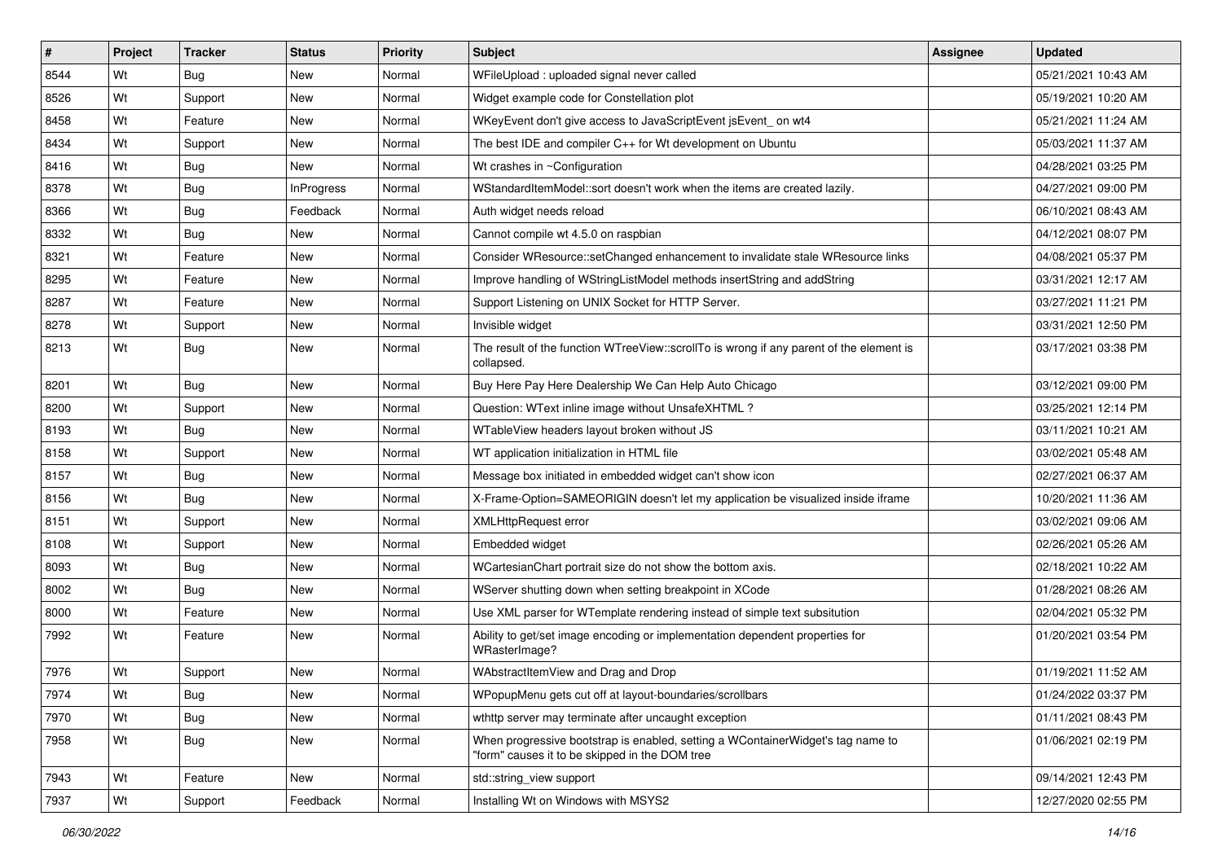| # | Project | Tracker | Status | Priority | Subject | Assignee | Updated |
|---|---|---|---|---|---|---|---|
| 8544 | Wt | Bug | New | Normal | WFileUpload : uploaded signal never called | | 05/21/2021 10:43 AM |
| 8526 | Wt | Support | New | Normal | Widget example code for Constellation plot | | 05/19/2021 10:20 AM |
| 8458 | Wt | Feature | New | Normal | WKeyEvent don't give access to JavaScriptEvent jsEvent_ on wt4 | | 05/21/2021 11:24 AM |
| 8434 | Wt | Support | New | Normal | The best IDE and compiler C++ for Wt development on Ubuntu | | 05/03/2021 11:37 AM |
| 8416 | Wt | Bug | New | Normal | Wt crashes in ~Configuration | | 04/28/2021 03:25 PM |
| 8378 | Wt | Bug | InProgress | Normal | WStandardItemModel::sort doesn't work when the items are created lazily. | | 04/27/2021 09:00 PM |
| 8366 | Wt | Bug | Feedback | Normal | Auth widget needs reload | | 06/10/2021 08:43 AM |
| 8332 | Wt | Bug | New | Normal | Cannot compile wt 4.5.0 on raspbian | | 04/12/2021 08:07 PM |
| 8321 | Wt | Feature | New | Normal | Consider WResource::setChanged enhancement to invalidate stale WResource links | | 04/08/2021 05:37 PM |
| 8295 | Wt | Feature | New | Normal | Improve handling of WStringListModel methods insertString and addString | | 03/31/2021 12:17 AM |
| 8287 | Wt | Feature | New | Normal | Support Listening on UNIX Socket for HTTP Server. | | 03/27/2021 11:21 PM |
| 8278 | Wt | Support | New | Normal | Invisible widget | | 03/31/2021 12:50 PM |
| 8213 | Wt | Bug | New | Normal | The result of the function WTreeView::scrollTo is wrong if any parent of the element is collapsed. | | 03/17/2021 03:38 PM |
| 8201 | Wt | Bug | New | Normal | Buy Here Pay Here Dealership We Can Help Auto Chicago | | 03/12/2021 09:00 PM |
| 8200 | Wt | Support | New | Normal | Question: WText inline image without UnsafeXHTML ? | | 03/25/2021 12:14 PM |
| 8193 | Wt | Bug | New | Normal | WTableView headers layout broken without JS | | 03/11/2021 10:21 AM |
| 8158 | Wt | Support | New | Normal | WT application initialization in HTML file | | 03/02/2021 05:48 AM |
| 8157 | Wt | Bug | New | Normal | Message box initiated in embedded widget can't show icon | | 02/27/2021 06:37 AM |
| 8156 | Wt | Bug | New | Normal | X-Frame-Option=SAMEORIGIN doesn't let my application be visualized inside iframe | | 10/20/2021 11:36 AM |
| 8151 | Wt | Support | New | Normal | XMLHttpRequest error | | 03/02/2021 09:06 AM |
| 8108 | Wt | Support | New | Normal | Embedded widget | | 02/26/2021 05:26 AM |
| 8093 | Wt | Bug | New | Normal | WCartesianChart portrait size do not show the bottom axis. | | 02/18/2021 10:22 AM |
| 8002 | Wt | Bug | New | Normal | WServer shutting down when setting breakpoint in XCode | | 01/28/2021 08:26 AM |
| 8000 | Wt | Feature | New | Normal | Use XML parser for WTemplate rendering instead of simple text subsitution | | 02/04/2021 05:32 PM |
| 7992 | Wt | Feature | New | Normal | Ability to get/set image encoding or implementation dependent properties for WRasterImage? | | 01/20/2021 03:54 PM |
| 7976 | Wt | Support | New | Normal | WAbstractItemView and Drag and Drop | | 01/19/2021 11:52 AM |
| 7974 | Wt | Bug | New | Normal | WPopupMenu gets cut off at layout-boundaries/scrollbars | | 01/24/2022 03:37 PM |
| 7970 | Wt | Bug | New | Normal | wthttp server may terminate after uncaught exception | | 01/11/2021 08:43 PM |
| 7958 | Wt | Bug | New | Normal | When progressive bootstrap is enabled, setting a WContainerWidget's tag name to "form" causes it to be skipped in the DOM tree | | 01/06/2021 02:19 PM |
| 7943 | Wt | Feature | New | Normal | std::string_view support | | 09/14/2021 12:43 PM |
| 7937 | Wt | Support | Feedback | Normal | Installing Wt on Windows with MSYS2 | | 12/27/2020 02:55 PM |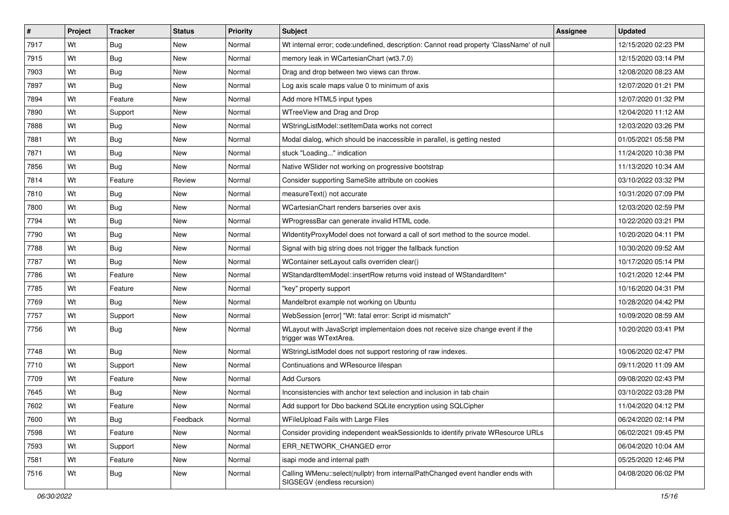| # | Project | Tracker | Status | Priority | Subject | Assignee | Updated |
|---|---|---|---|---|---|---|---|
| 7917 | Wt | Bug | New | Normal | Wt internal error; code:undefined, description: Cannot read property 'ClassName' of null | | 12/15/2020 02:23 PM |
| 7915 | Wt | Bug | New | Normal | memory leak in WCartesianChart (wt3.7.0) | | 12/15/2020 03:14 PM |
| 7903 | Wt | Bug | New | Normal | Drag and drop between two views can throw. | | 12/08/2020 08:23 AM |
| 7897 | Wt | Bug | New | Normal | Log axis scale maps value 0 to minimum of axis | | 12/07/2020 01:21 PM |
| 7894 | Wt | Feature | New | Normal | Add more HTML5 input types | | 12/07/2020 01:32 PM |
| 7890 | Wt | Support | New | Normal | WTreeView and Drag and Drop | | 12/04/2020 11:12 AM |
| 7888 | Wt | Bug | New | Normal | WStringListModel::setItemData works not correct | | 12/03/2020 03:26 PM |
| 7881 | Wt | Bug | New | Normal | Modal dialog, which should be inaccessible in parallel, is getting nested | | 01/05/2021 05:58 PM |
| 7871 | Wt | Bug | New | Normal | stuck "Loading..." indication | | 11/24/2020 10:38 PM |
| 7856 | Wt | Bug | New | Normal | Native WSlider not working on progressive bootstrap | | 11/13/2020 10:34 AM |
| 7814 | Wt | Feature | Review | Normal | Consider supporting SameSite attribute on cookies | | 03/10/2022 03:32 PM |
| 7810 | Wt | Bug | New | Normal | measureText() not accurate | | 10/31/2020 07:09 PM |
| 7800 | Wt | Bug | New | Normal | WCartesianChart renders barseries over axis | | 12/03/2020 02:59 PM |
| 7794 | Wt | Bug | New | Normal | WProgressBar can generate invalid HTML code. | | 10/22/2020 03:21 PM |
| 7790 | Wt | Bug | New | Normal | WIdentityProxyModel does not forward a call of sort method to the source model. | | 10/20/2020 04:11 PM |
| 7788 | Wt | Bug | New | Normal | Signal with big string does not trigger the fallback function | | 10/30/2020 09:52 AM |
| 7787 | Wt | Bug | New | Normal | WContainer setLayout calls overriden clear() | | 10/17/2020 05:14 PM |
| 7786 | Wt | Feature | New | Normal | WStandardItemModel::insertRow returns void instead of WStandardItem* | | 10/21/2020 12:44 PM |
| 7785 | Wt | Feature | New | Normal | "key" property support | | 10/16/2020 04:31 PM |
| 7769 | Wt | Bug | New | Normal | Mandelbrot example not working on Ubuntu | | 10/28/2020 04:42 PM |
| 7757 | Wt | Support | New | Normal | WebSession [error] "Wt: fatal error: Script id mismatch" | | 10/09/2020 08:59 AM |
| 7756 | Wt | Bug | New | Normal | WLayout with JavaScript implementaion does not receive size change event if the trigger was WTextArea. | | 10/20/2020 03:41 PM |
| 7748 | Wt | Bug | New | Normal | WStringListModel does not support restoring of raw indexes. | | 10/06/2020 02:47 PM |
| 7710 | Wt | Support | New | Normal | Continuations and WResource lifespan | | 09/11/2020 11:09 AM |
| 7709 | Wt | Feature | New | Normal | Add Cursors | | 09/08/2020 02:43 PM |
| 7645 | Wt | Bug | New | Normal | Inconsistencies with anchor text selection and inclusion in tab chain | | 03/10/2022 03:28 PM |
| 7602 | Wt | Feature | New | Normal | Add support for Dbo backend SQLite encryption using SQLCipher | | 11/04/2020 04:12 PM |
| 7600 | Wt | Bug | Feedback | Normal | WFileUpload Fails with Large Files | | 06/24/2020 02:14 PM |
| 7598 | Wt | Feature | New | Normal | Consider providing independent weakSessionIds to identify private WResource URLs | | 06/02/2021 09:45 PM |
| 7593 | Wt | Support | New | Normal | ERR_NETWORK_CHANGED error | | 06/04/2020 10:04 AM |
| 7581 | Wt | Feature | New | Normal | isapi mode and internal path | | 05/25/2020 12:46 PM |
| 7516 | Wt | Bug | New | Normal | Calling WMenu::select(nullptr) from internalPathChanged event handler ends with SIGSEGV (endless recursion) | | 04/08/2020 06:02 PM |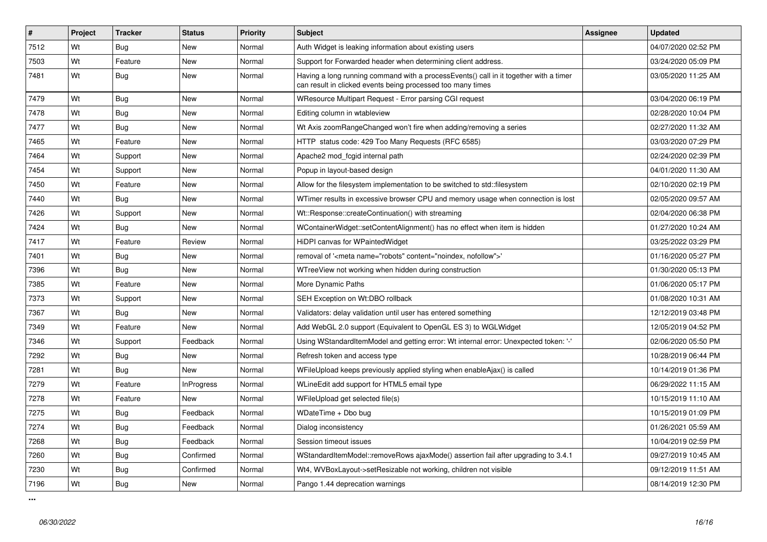| # | Project | Tracker | Status | Priority | Subject | Assignee | Updated |
|---|---|---|---|---|---|---|---|
| 7512 | Wt | Bug | New | Normal | Auth Widget is leaking information about existing users | | 04/07/2020 02:52 PM |
| 7503 | Wt | Feature | New | Normal | Support for Forwarded header when determining client address. | | 03/24/2020 05:09 PM |
| 7481 | Wt | Bug | New | Normal | Having a long running command with a processEvents() call in it together with a timer can result in clicked events being processed too many times | | 03/05/2020 11:25 AM |
| 7479 | Wt | Bug | New | Normal | WResource Multipart Request - Error parsing CGI request | | 03/04/2020 06:19 PM |
| 7478 | Wt | Bug | New | Normal | Editing column in wtableview | | 02/28/2020 10:04 PM |
| 7477 | Wt | Bug | New | Normal | Wt Axis zoomRangeChanged won't fire when adding/removing a series | | 02/27/2020 11:32 AM |
| 7465 | Wt | Feature | New | Normal | HTTP status code: 429 Too Many Requests (RFC 6585) | | 03/03/2020 07:29 PM |
| 7464 | Wt | Support | New | Normal | Apache2 mod_fcgid internal path | | 02/24/2020 02:39 PM |
| 7454 | Wt | Support | New | Normal | Popup in layout-based design | | 04/01/2020 11:30 AM |
| 7450 | Wt | Feature | New | Normal | Allow for the filesystem implementation to be switched to std::filesystem | | 02/10/2020 02:19 PM |
| 7440 | Wt | Bug | New | Normal | WTimer results in excessive browser CPU and memory usage when connection is lost | | 02/05/2020 09:57 AM |
| 7426 | Wt | Support | New | Normal | Wt::Response::createContinuation() with streaming | | 02/04/2020 06:38 PM |
| 7424 | Wt | Bug | New | Normal | WContainerWidget::setContentAlignment() has no effect when item is hidden | | 01/27/2020 10:24 AM |
| 7417 | Wt | Feature | Review | Normal | HiDPI canvas for WPaintedWidget | | 03/25/2022 03:29 PM |
| 7401 | Wt | Bug | New | Normal | removal of '<meta name="robots" content="noindex, nofollow">' | | 01/16/2020 05:27 PM |
| 7396 | Wt | Bug | New | Normal | WTreeView not working when hidden during construction | | 01/30/2020 05:13 PM |
| 7385 | Wt | Feature | New | Normal | More Dynamic Paths | | 01/06/2020 05:17 PM |
| 7373 | Wt | Support | New | Normal | SEH Exception on Wt:DBO rollback | | 01/08/2020 10:31 AM |
| 7367 | Wt | Bug | New | Normal | Validators: delay validation until user has entered something | | 12/12/2019 03:48 PM |
| 7349 | Wt | Feature | New | Normal | Add WebGL 2.0 support (Equivalent to OpenGL ES 3) to WGLWidget | | 12/05/2019 04:52 PM |
| 7346 | Wt | Support | Feedback | Normal | Using WStandardItemModel and getting error: Wt internal error: Unexpected token: '-' | | 02/06/2020 05:50 PM |
| 7292 | Wt | Bug | New | Normal | Refresh token and access type | | 10/28/2019 06:44 PM |
| 7281 | Wt | Bug | New | Normal | WFileUpload keeps previously applied styling when enableAjax() is called | | 10/14/2019 01:36 PM |
| 7279 | Wt | Feature | InProgress | Normal | WLineEdit add support for HTML5 email type | | 06/29/2022 11:15 AM |
| 7278 | Wt | Feature | New | Normal | WFileUpload get selected file(s) | | 10/15/2019 11:10 AM |
| 7275 | Wt | Bug | Feedback | Normal | WDateTime + Dbo bug | | 10/15/2019 01:09 PM |
| 7274 | Wt | Bug | Feedback | Normal | Dialog inconsistency | | 01/26/2021 05:59 AM |
| 7268 | Wt | Bug | Feedback | Normal | Session timeout issues | | 10/04/2019 02:59 PM |
| 7260 | Wt | Bug | Confirmed | Normal | WStandardItemModel::removeRows ajaxMode() assertion fail after upgrading to 3.4.1 | | 09/27/2019 10:45 AM |
| 7230 | Wt | Bug | Confirmed | Normal | Wt4, WVBoxLayout->setResizable not working, children not visible | | 09/12/2019 11:51 AM |
| 7196 | Wt | Bug | New | Normal | Pango 1.44 deprecation warnings | | 08/14/2019 12:30 PM |

...